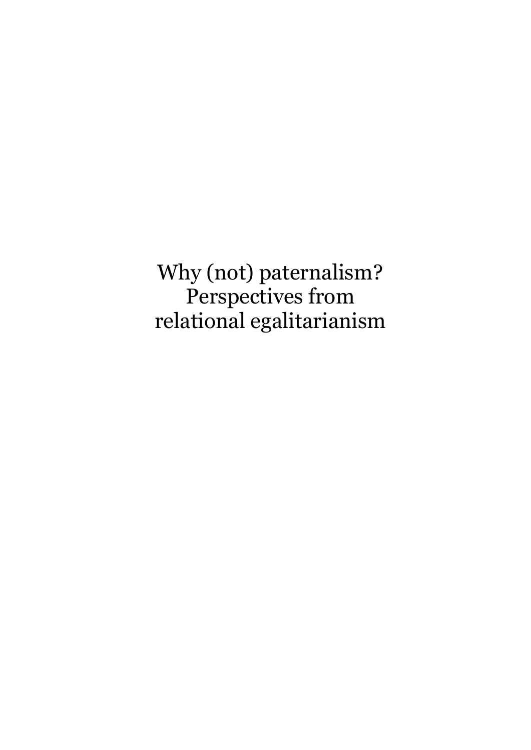# Why (not) paternalism? Perspectives from relational egalitarianism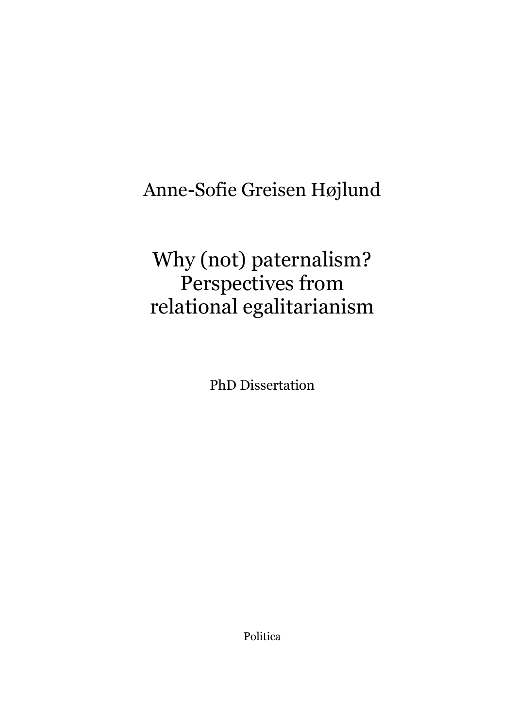Anne-Sofie Greisen Højlund

# Why (not) paternalism? Perspectives from relational egalitarianism

PhD Dissertation

Politica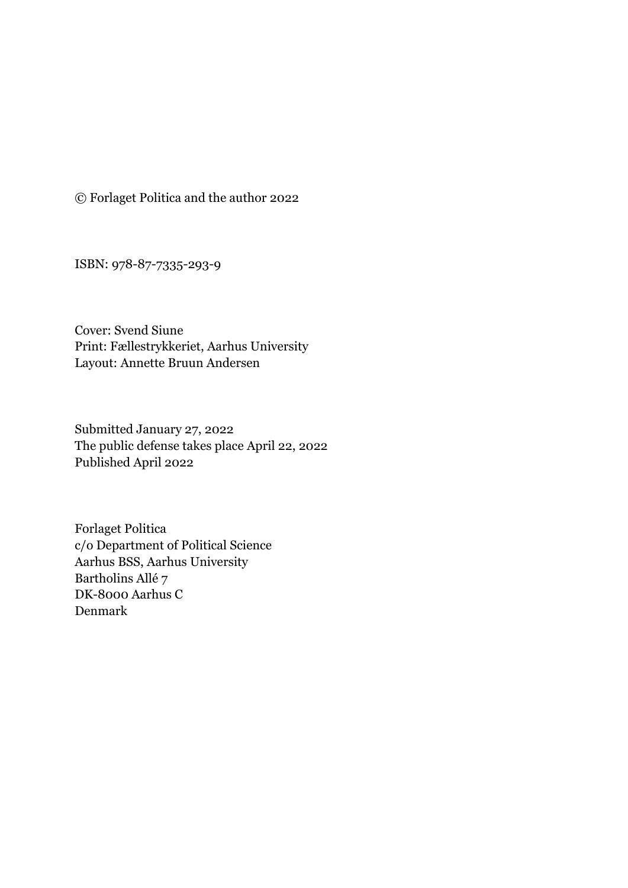© Forlaget Politica and the author 2022

ISBN: 978-87-7335-293-9

Cover: Svend Siune
Print: Fællestrykkeriet, Aarhus University
Layout: Annette Bruun Andersen

Submitted January 27, 2022
The public defense takes place April 22, 2022
Published April 2022

Forlaget Politica
c/o Department of Political Science
Aarhus BSS, Aarhus University
Bartholins Allé 7
DK-8000 Aarhus C
Denmark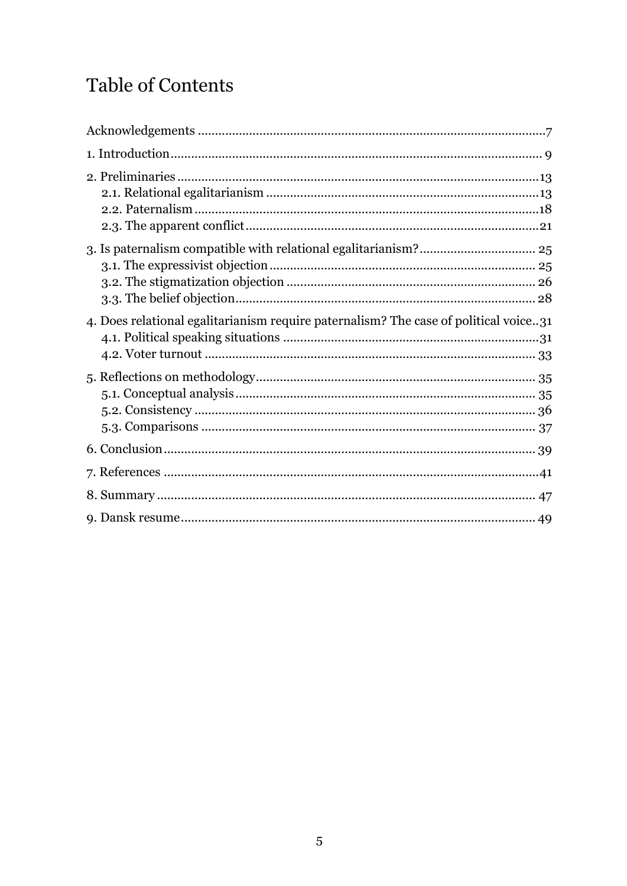# Table of Contents

Acknowledgements .......................................................................................................7

1. Introduction.............................................................................................................. 9

2. Preliminaries ...........................................................................................................13
   - 2.1. Relational egalitarianism ...............................................................................13
   - 2.2. Paternalism ....................................................................................................18
   - 2.3. The apparent conflict .....................................................................................21

3. Is paternalism compatible with relational egalitarianism? .................................. 25
   - 3.1. The expressivist objection ............................................................................ 25
   - 3.2. The stigmatization objection ........................................................................ 26
   - 3.3. The belief objection....................................................................................... 28

4. Does relational egalitarianism require paternalism? The case of political voice..31
   - 4.1. Political speaking situations ..........................................................................31
   - 4.2. Voter turnout ................................................................................................ 33

5. Reflections on methodology.................................................................................. 35
   - 5.1. Conceptual analysis ....................................................................................... 35
   - 5.2. Consistency ................................................................................................... 36
   - 5.3. Comparisons ................................................................................................. 37

6. Conclusion............................................................................................................. 39

7. References .............................................................................................................41

8. Summary .............................................................................................................. 47

9. Dansk resume........................................................................................................ 49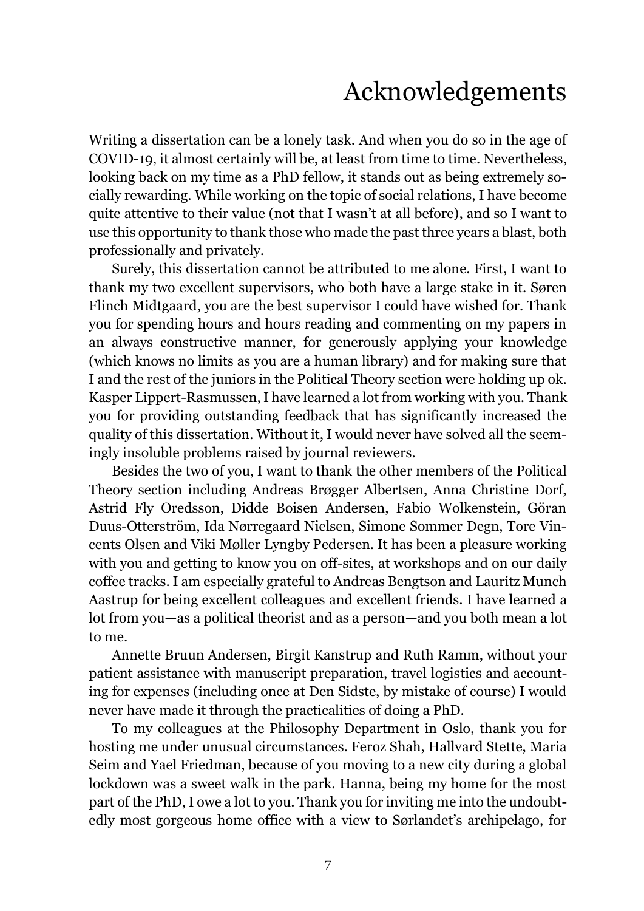# Acknowledgements

Writing a dissertation can be a lonely task. And when you do so in the age of COVID-19, it almost certainly will be, at least from time to time. Nevertheless, looking back on my time as a PhD fellow, it stands out as being extremely socially rewarding. While working on the topic of social relations, I have become quite attentive to their value (not that I wasn't at all before), and so I want to use this opportunity to thank those who made the past three years a blast, both professionally and privately.

Surely, this dissertation cannot be attributed to me alone. First, I want to thank my two excellent supervisors, who both have a large stake in it. Søren Flinch Midtgaard, you are the best supervisor I could have wished for. Thank you for spending hours and hours reading and commenting on my papers in an always constructive manner, for generously applying your knowledge (which knows no limits as you are a human library) and for making sure that I and the rest of the juniors in the Political Theory section were holding up ok. Kasper Lippert-Rasmussen, I have learned a lot from working with you. Thank you for providing outstanding feedback that has significantly increased the quality of this dissertation. Without it, I would never have solved all the seemingly insoluble problems raised by journal reviewers.

Besides the two of you, I want to thank the other members of the Political Theory section including Andreas Brøgger Albertsen, Anna Christine Dorf, Astrid Fly Oredsson, Didde Boisen Andersen, Fabio Wolkenstein, Göran Duus-Otterström, Ida Nørregaard Nielsen, Simone Sommer Degn, Tore Vincents Olsen and Viki Møller Lyngby Pedersen. It has been a pleasure working with you and getting to know you on off-sites, at workshops and on our daily coffee tracks. I am especially grateful to Andreas Bengtson and Lauritz Munch Aastrup for being excellent colleagues and excellent friends. I have learned a lot from you—as a political theorist and as a person—and you both mean a lot to me.

Annette Bruun Andersen, Birgit Kanstrup and Ruth Ramm, without your patient assistance with manuscript preparation, travel logistics and accounting for expenses (including once at Den Sidste, by mistake of course) I would never have made it through the practicalities of doing a PhD.

To my colleagues at the Philosophy Department in Oslo, thank you for hosting me under unusual circumstances. Feroz Shah, Hallvard Stette, Maria Seim and Yael Friedman, because of you moving to a new city during a global lockdown was a sweet walk in the park. Hanna, being my home for the most part of the PhD, I owe a lot to you. Thank you for inviting me into the undoubtedly most gorgeous home office with a view to Sørlandet's archipelago, for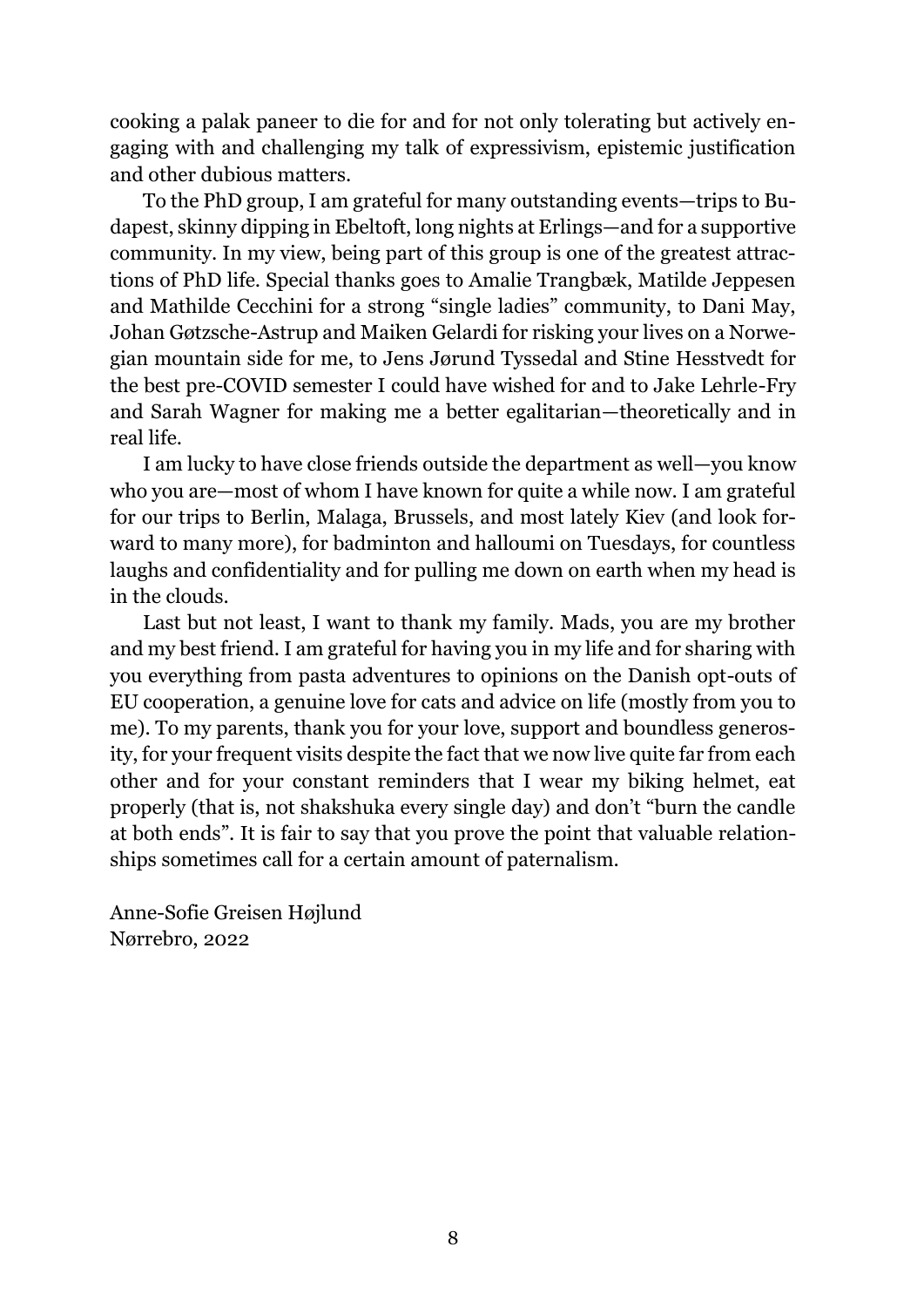cooking a palak paneer to die for and for not only tolerating but actively engaging with and challenging my talk of expressivism, epistemic justification and other dubious matters.

To the PhD group, I am grateful for many outstanding events—trips to Budapest, skinny dipping in Ebeltoft, long nights at Erlings—and for a supportive community. In my view, being part of this group is one of the greatest attractions of PhD life. Special thanks goes to Amalie Trangbæk, Matilde Jeppesen and Mathilde Cecchini for a strong "single ladies" community, to Dani May, Johan Gøtzsche-Astrup and Maiken Gelardi for risking your lives on a Norwegian mountain side for me, to Jens Jørund Tyssedal and Stine Hesstvedt for the best pre-COVID semester I could have wished for and to Jake Lehrle-Fry and Sarah Wagner for making me a better egalitarian—theoretically and in real life.

I am lucky to have close friends outside the department as well—you know who you are—most of whom I have known for quite a while now. I am grateful for our trips to Berlin, Malaga, Brussels, and most lately Kiev (and look forward to many more), for badminton and halloumi on Tuesdays, for countless laughs and confidentiality and for pulling me down on earth when my head is in the clouds.

Last but not least, I want to thank my family. Mads, you are my brother and my best friend. I am grateful for having you in my life and for sharing with you everything from pasta adventures to opinions on the Danish opt-outs of EU cooperation, a genuine love for cats and advice on life (mostly from you to me). To my parents, thank you for your love, support and boundless generosity, for your frequent visits despite the fact that we now live quite far from each other and for your constant reminders that I wear my biking helmet, eat properly (that is, not shakshuka every single day) and don't "burn the candle at both ends". It is fair to say that you prove the point that valuable relationships sometimes call for a certain amount of paternalism.

Anne-Sofie Greisen Højlund
Nørrebro, 2022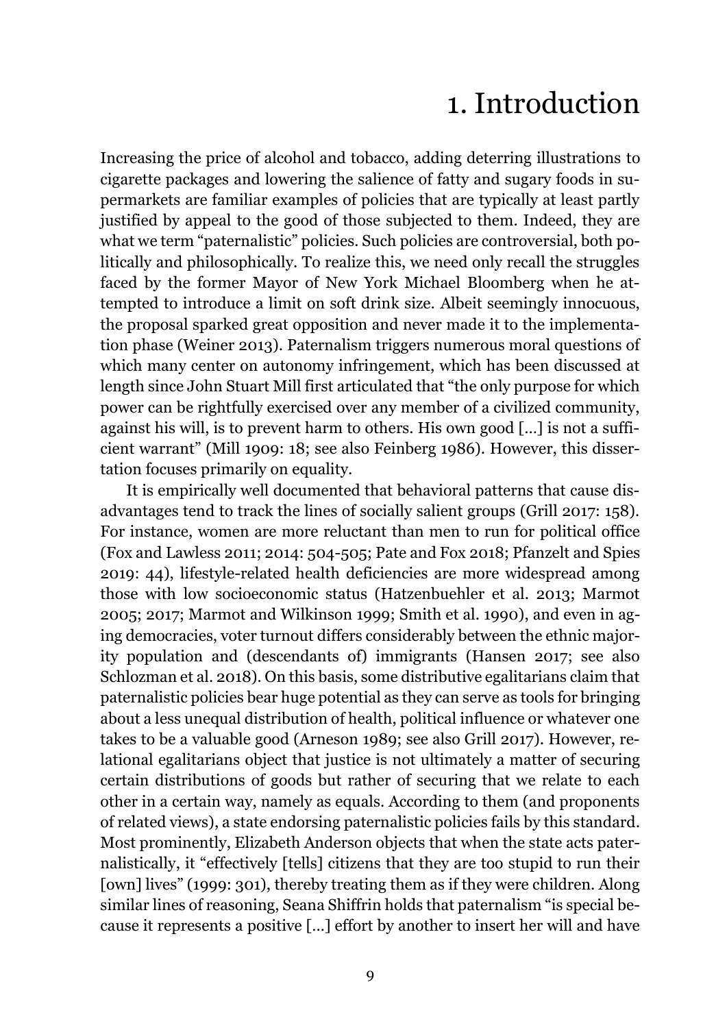# 1. Introduction

Increasing the price of alcohol and tobacco, adding deterring illustrations to cigarette packages and lowering the salience of fatty and sugary foods in supermarkets are familiar examples of policies that are typically at least partly justified by appeal to the good of those subjected to them. Indeed, they are what we term "paternalistic" policies. Such policies are controversial, both politically and philosophically. To realize this, we need only recall the struggles faced by the former Mayor of New York Michael Bloomberg when he attempted to introduce a limit on soft drink size. Albeit seemingly innocuous, the proposal sparked great opposition and never made it to the implementation phase (Weiner 2013). Paternalism triggers numerous moral questions of which many center on autonomy infringement, which has been discussed at length since John Stuart Mill first articulated that "the only purpose for which power can be rightfully exercised over any member of a civilized community, against his will, is to prevent harm to others. His own good [...] is not a sufficient warrant" (Mill 1909: 18; see also Feinberg 1986). However, this dissertation focuses primarily on equality.

It is empirically well documented that behavioral patterns that cause disadvantages tend to track the lines of socially salient groups (Grill 2017: 158). For instance, women are more reluctant than men to run for political office (Fox and Lawless 2011; 2014: 504-505; Pate and Fox 2018; Pfanzelt and Spies 2019: 44), lifestyle-related health deficiencies are more widespread among those with low socioeconomic status (Hatzenbuehler et al. 2013; Marmot 2005; 2017; Marmot and Wilkinson 1999; Smith et al. 1990), and even in aging democracies, voter turnout differs considerably between the ethnic majority population and (descendants of) immigrants (Hansen 2017; see also Schlozman et al. 2018). On this basis, some distributive egalitarians claim that paternalistic policies bear huge potential as they can serve as tools for bringing about a less unequal distribution of health, political influence or whatever one takes to be a valuable good (Arneson 1989; see also Grill 2017). However, relational egalitarians object that justice is not ultimately a matter of securing certain distributions of goods but rather of securing that we relate to each other in a certain way, namely as equals. According to them (and proponents of related views), a state endorsing paternalistic policies fails by this standard. Most prominently, Elizabeth Anderson objects that when the state acts paternalistically, it "effectively [tells] citizens that they are too stupid to run their [own] lives" (1999: 301), thereby treating them as if they were children. Along similar lines of reasoning, Seana Shiffrin holds that paternalism "is special because it represents a positive [...] effort by another to insert her will and have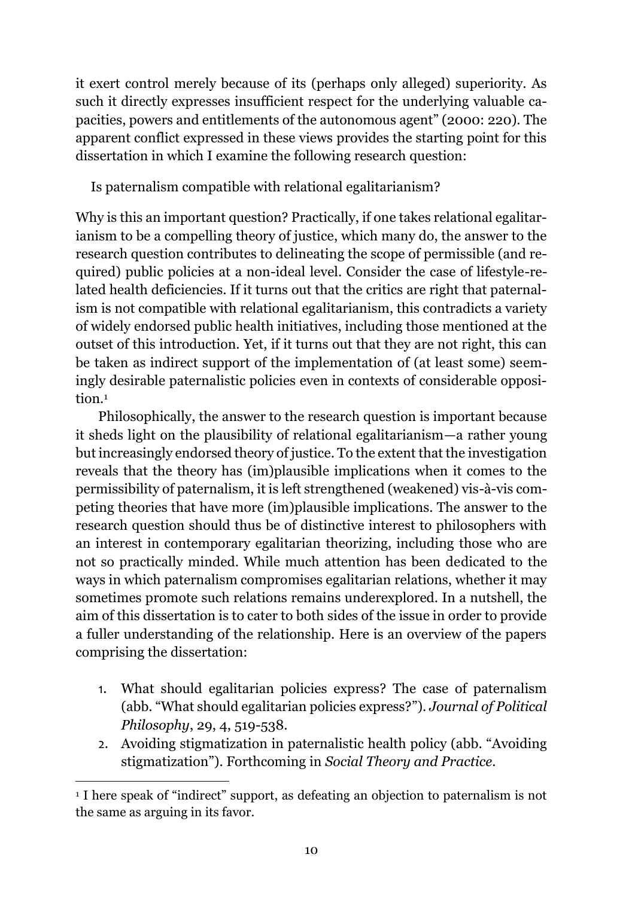it exert control merely because of its (perhaps only alleged) superiority. As such it directly expresses insufficient respect for the underlying valuable capacities, powers and entitlements of the autonomous agent" (2000: 220). The apparent conflict expressed in these views provides the starting point for this dissertation in which I examine the following research question:

Is paternalism compatible with relational egalitarianism?

Why is this an important question? Practically, if one takes relational egalitarianism to be a compelling theory of justice, which many do, the answer to the research question contributes to delineating the scope of permissible (and required) public policies at a non-ideal level. Consider the case of lifestyle-related health deficiencies. If it turns out that the critics are right that paternalism is not compatible with relational egalitarianism, this contradicts a variety of widely endorsed public health initiatives, including those mentioned at the outset of this introduction. Yet, if it turns out that they are not right, this can be taken as indirect support of the implementation of (at least some) seemingly desirable paternalistic policies even in contexts of considerable opposition.[1]

Philosophically, the answer to the research question is important because it sheds light on the plausibility of relational egalitarianism—a rather young but increasingly endorsed theory of justice. To the extent that the investigation reveals that the theory has (im)plausible implications when it comes to the permissibility of paternalism, it is left strengthened (weakened) vis-à-vis competing theories that have more (im)plausible implications. The answer to the research question should thus be of distinctive interest to philosophers with an interest in contemporary egalitarian theorizing, including those who are not so practically minded. While much attention has been dedicated to the ways in which paternalism compromises egalitarian relations, whether it may sometimes promote such relations remains underexplored. In a nutshell, the aim of this dissertation is to cater to both sides of the issue in order to provide a fuller understanding of the relationship. Here is an overview of the papers comprising the dissertation:

1. What should egalitarian policies express? The case of paternalism (abb. "What should egalitarian policies express?"). *Journal of Political Philosophy*, 29, 4, 519-538.
2. Avoiding stigmatization in paternalistic health policy (abb. "Avoiding stigmatization"). Forthcoming in *Social Theory and Practice*.

[1] I here speak of "indirect" support, as defeating an objection to paternalism is not the same as arguing in its favor.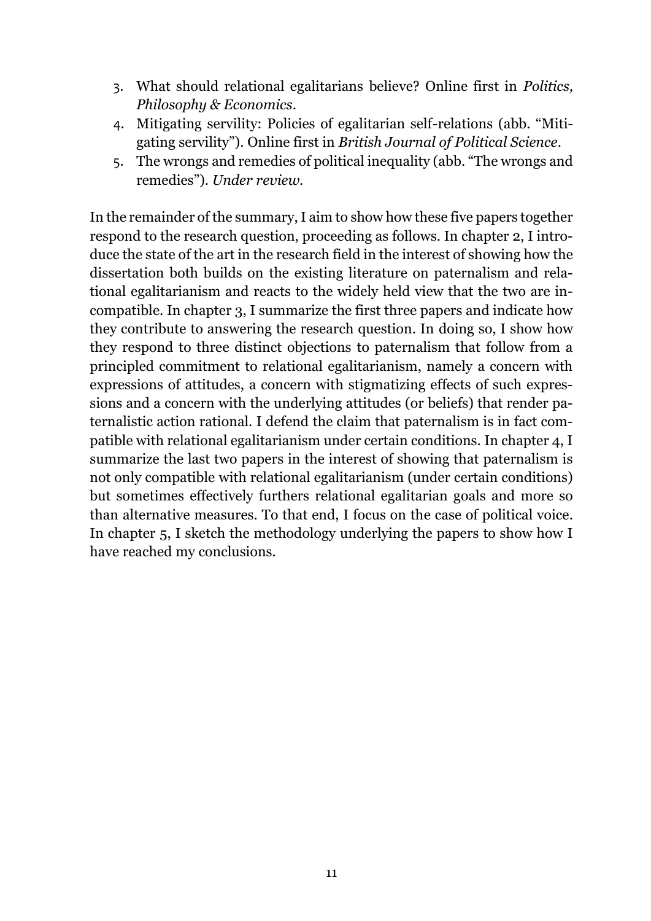3. What should relational egalitarians believe? Online first in *Politics, Philosophy & Economics*.
4. Mitigating servility: Policies of egalitarian self-relations (abb. "Mitigating servility"). Online first in *British Journal of Political Science*.
5. The wrongs and remedies of political inequality (abb. "The wrongs and remedies"). *Under review*.

In the remainder of the summary, I aim to show how these five papers together respond to the research question, proceeding as follows. In chapter 2, I introduce the state of the art in the research field in the interest of showing how the dissertation both builds on the existing literature on paternalism and relational egalitarianism and reacts to the widely held view that the two are incompatible. In chapter 3, I summarize the first three papers and indicate how they contribute to answering the research question. In doing so, I show how they respond to three distinct objections to paternalism that follow from a principled commitment to relational egalitarianism, namely a concern with expressions of attitudes, a concern with stigmatizing effects of such expressions and a concern with the underlying attitudes (or beliefs) that render paternalistic action rational. I defend the claim that paternalism is in fact compatible with relational egalitarianism under certain conditions. In chapter 4, I summarize the last two papers in the interest of showing that paternalism is not only compatible with relational egalitarianism (under certain conditions) but sometimes effectively furthers relational egalitarian goals and more so than alternative measures. To that end, I focus on the case of political voice. In chapter 5, I sketch the methodology underlying the papers to show how I have reached my conclusions.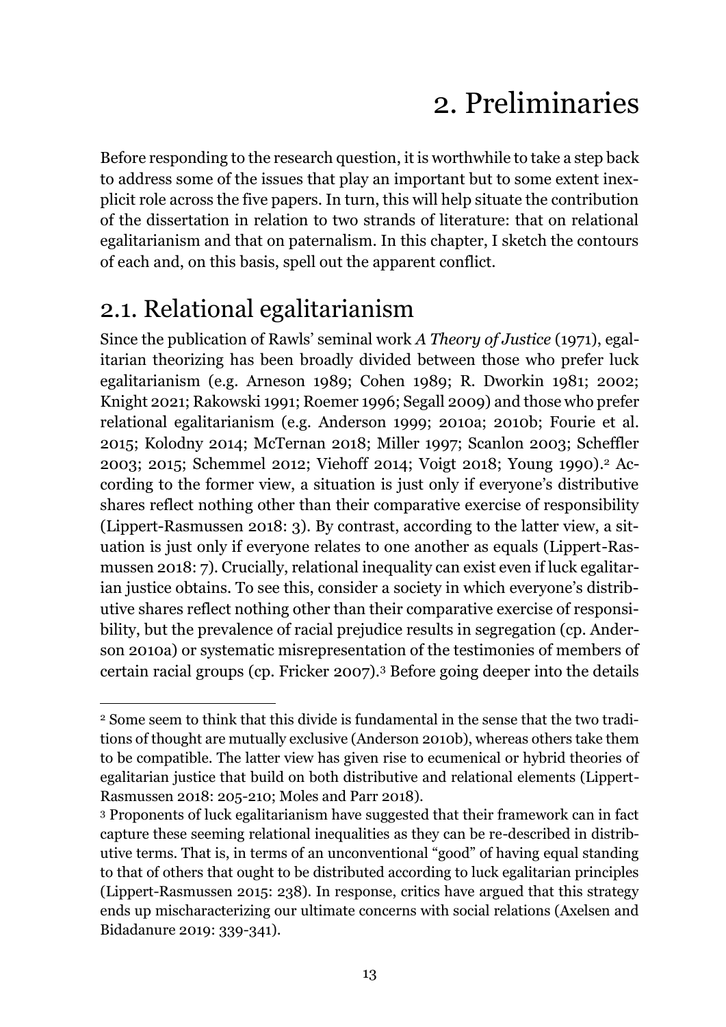# 2. Preliminaries

Before responding to the research question, it is worthwhile to take a step back to address some of the issues that play an important but to some extent inexplicit role across the five papers. In turn, this will help situate the contribution of the dissertation in relation to two strands of literature: that on relational egalitarianism and that on paternalism. In this chapter, I sketch the contours of each and, on this basis, spell out the apparent conflict.

## 2.1. Relational egalitarianism

Since the publication of Rawls' seminal work *A Theory of Justice* (1971), egalitarian theorizing has been broadly divided between those who prefer luck egalitarianism (e.g. Arneson 1989; Cohen 1989; R. Dworkin 1981; 2002; Knight 2021; Rakowski 1991; Roemer 1996; Segall 2009) and those who prefer relational egalitarianism (e.g. Anderson 1999; 2010a; 2010b; Fourie et al. 2015; Kolodny 2014; McTernan 2018; Miller 1997; Scanlon 2003; Scheffler 2003; 2015; Schemmel 2012; Viehoff 2014; Voigt 2018; Young 1990).[2] According to the former view, a situation is just only if everyone's distributive shares reflect nothing other than their comparative exercise of responsibility (Lippert-Rasmussen 2018: 3). By contrast, according to the latter view, a situation is just only if everyone relates to one another as equals (Lippert-Rasmussen 2018: 7). Crucially, relational inequality can exist even if luck egalitarian justice obtains. To see this, consider a society in which everyone's distributive shares reflect nothing other than their comparative exercise of responsibility, but the prevalence of racial prejudice results in segregation (cp. Anderson 2010a) or systematic misrepresentation of the testimonies of members of certain racial groups (cp. Fricker 2007).[3] Before going deeper into the details

[2] Some seem to think that this divide is fundamental in the sense that the two traditions of thought are mutually exclusive (Anderson 2010b), whereas others take them to be compatible. The latter view has given rise to ecumenical or hybrid theories of egalitarian justice that build on both distributive and relational elements (Lippert-Rasmussen 2018: 205-210; Moles and Parr 2018).

[3] Proponents of luck egalitarianism have suggested that their framework can in fact capture these seeming relational inequalities as they can be re-described in distributive terms. That is, in terms of an unconventional "good" of having equal standing to that of others that ought to be distributed according to luck egalitarian principles (Lippert-Rasmussen 2015: 238). In response, critics have argued that this strategy ends up mischaracterizing our ultimate concerns with social relations (Axelsen and Bidadanure 2019: 339-341).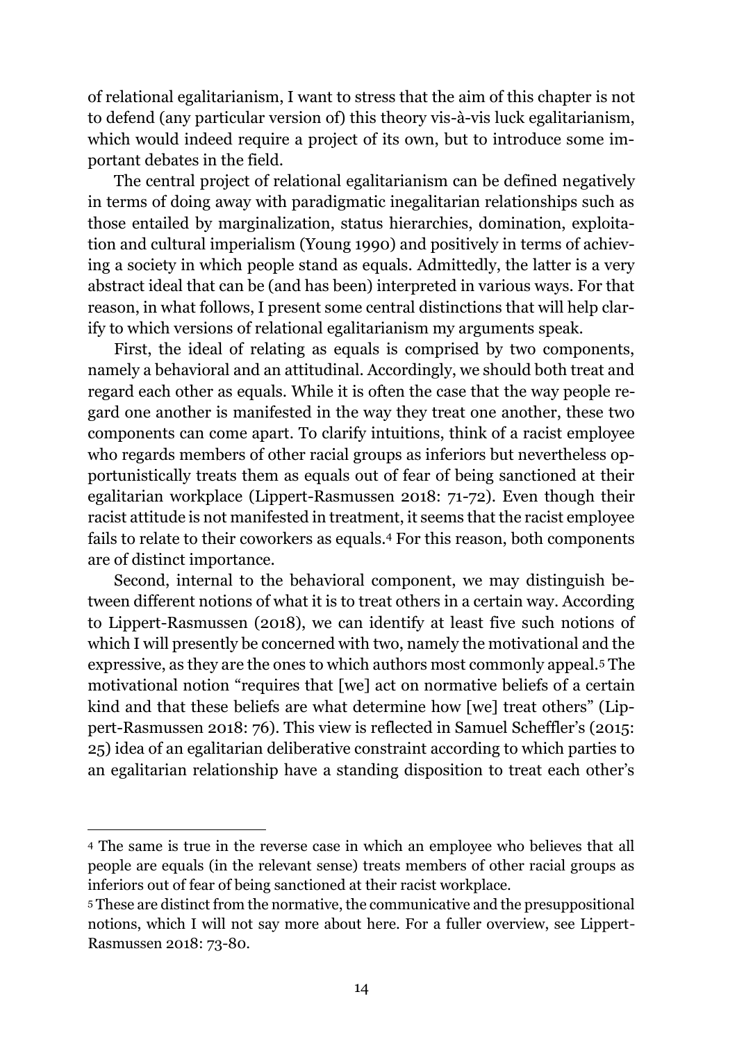of relational egalitarianism, I want to stress that the aim of this chapter is not to defend (any particular version of) this theory vis-à-vis luck egalitarianism, which would indeed require a project of its own, but to introduce some important debates in the field.

The central project of relational egalitarianism can be defined negatively in terms of doing away with paradigmatic inegalitarian relationships such as those entailed by marginalization, status hierarchies, domination, exploitation and cultural imperialism (Young 1990) and positively in terms of achieving a society in which people stand as equals. Admittedly, the latter is a very abstract ideal that can be (and has been) interpreted in various ways. For that reason, in what follows, I present some central distinctions that will help clarify to which versions of relational egalitarianism my arguments speak.

First, the ideal of relating as equals is comprised by two components, namely a behavioral and an attitudinal. Accordingly, we should both treat and regard each other as equals. While it is often the case that the way people regard one another is manifested in the way they treat one another, these two components can come apart. To clarify intuitions, think of a racist employee who regards members of other racial groups as inferiors but nevertheless opportunistically treats them as equals out of fear of being sanctioned at their egalitarian workplace (Lippert-Rasmussen 2018: 71-72). Even though their racist attitude is not manifested in treatment, it seems that the racist employee fails to relate to their coworkers as equals.[4] For this reason, both components are of distinct importance.

Second, internal to the behavioral component, we may distinguish between different notions of what it is to treat others in a certain way. According to Lippert-Rasmussen (2018), we can identify at least five such notions of which I will presently be concerned with two, namely the motivational and the expressive, as they are the ones to which authors most commonly appeal.[5] The motivational notion "requires that [we] act on normative beliefs of a certain kind and that these beliefs are what determine how [we] treat others" (Lippert-Rasmussen 2018: 76). This view is reflected in Samuel Scheffler's (2015: 25) idea of an egalitarian deliberative constraint according to which parties to an egalitarian relationship have a standing disposition to treat each other's

---

[4] The same is true in the reverse case in which an employee who believes that all people are equals (in the relevant sense) treats members of other racial groups as inferiors out of fear of being sanctioned at their racist workplace.

[5] These are distinct from the normative, the communicative and the presuppositional notions, which I will not say more about here. For a fuller overview, see Lippert-Rasmussen 2018: 73-80.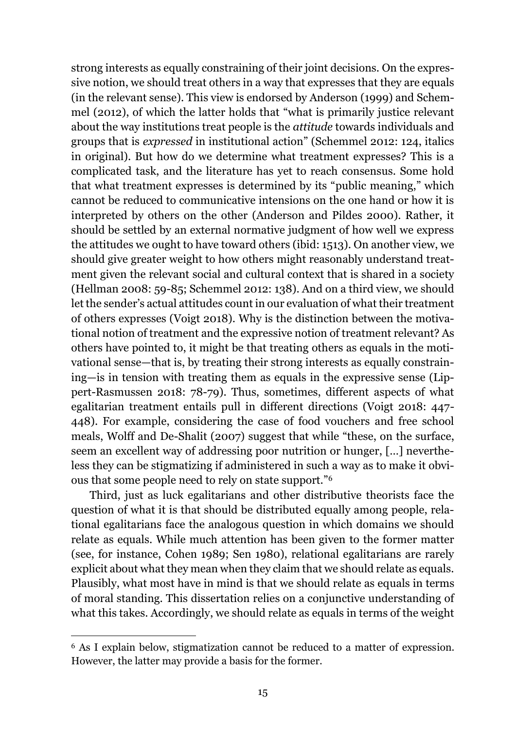strong interests as equally constraining of their joint decisions. On the expressive notion, we should treat others in a way that expresses that they are equals (in the relevant sense). This view is endorsed by Anderson (1999) and Schemmel (2012), of which the latter holds that "what is primarily justice relevant about the way institutions treat people is the *attitude* towards individuals and groups that is *expressed* in institutional action" (Schemmel 2012: 124, italics in original). But how do we determine what treatment expresses? This is a complicated task, and the literature has yet to reach consensus. Some hold that what treatment expresses is determined by its "public meaning," which cannot be reduced to communicative intensions on the one hand or how it is interpreted by others on the other (Anderson and Pildes 2000). Rather, it should be settled by an external normative judgment of how well we express the attitudes we ought to have toward others (ibid: 1513). On another view, we should give greater weight to how others might reasonably understand treatment given the relevant social and cultural context that is shared in a society (Hellman 2008: 59-85; Schemmel 2012: 138). And on a third view, we should let the sender's actual attitudes count in our evaluation of what their treatment of others expresses (Voigt 2018). Why is the distinction between the motivational notion of treatment and the expressive notion of treatment relevant? As others have pointed to, it might be that treating others as equals in the motivational sense—that is, by treating their strong interests as equally constraining—is in tension with treating them as equals in the expressive sense (Lippert-Rasmussen 2018: 78-79). Thus, sometimes, different aspects of what egalitarian treatment entails pull in different directions (Voigt 2018: 447-448). For example, considering the case of food vouchers and free school meals, Wolff and De-Shalit (2007) suggest that while "these, on the surface, seem an excellent way of addressing poor nutrition or hunger, […] nevertheless they can be stigmatizing if administered in such a way as to make it obvious that some people need to rely on state support."[6]

Third, just as luck egalitarians and other distributive theorists face the question of what it is that should be distributed equally among people, relational egalitarians face the analogous question in which domains we should relate as equals. While much attention has been given to the former matter (see, for instance, Cohen 1989; Sen 1980), relational egalitarians are rarely explicit about what they mean when they claim that we should relate as equals. Plausibly, what most have in mind is that we should relate as equals in terms of moral standing. This dissertation relies on a conjunctive understanding of what this takes. Accordingly, we should relate as equals in terms of the weight

---

[6] As I explain below, stigmatization cannot be reduced to a matter of expression. However, the latter may provide a basis for the former.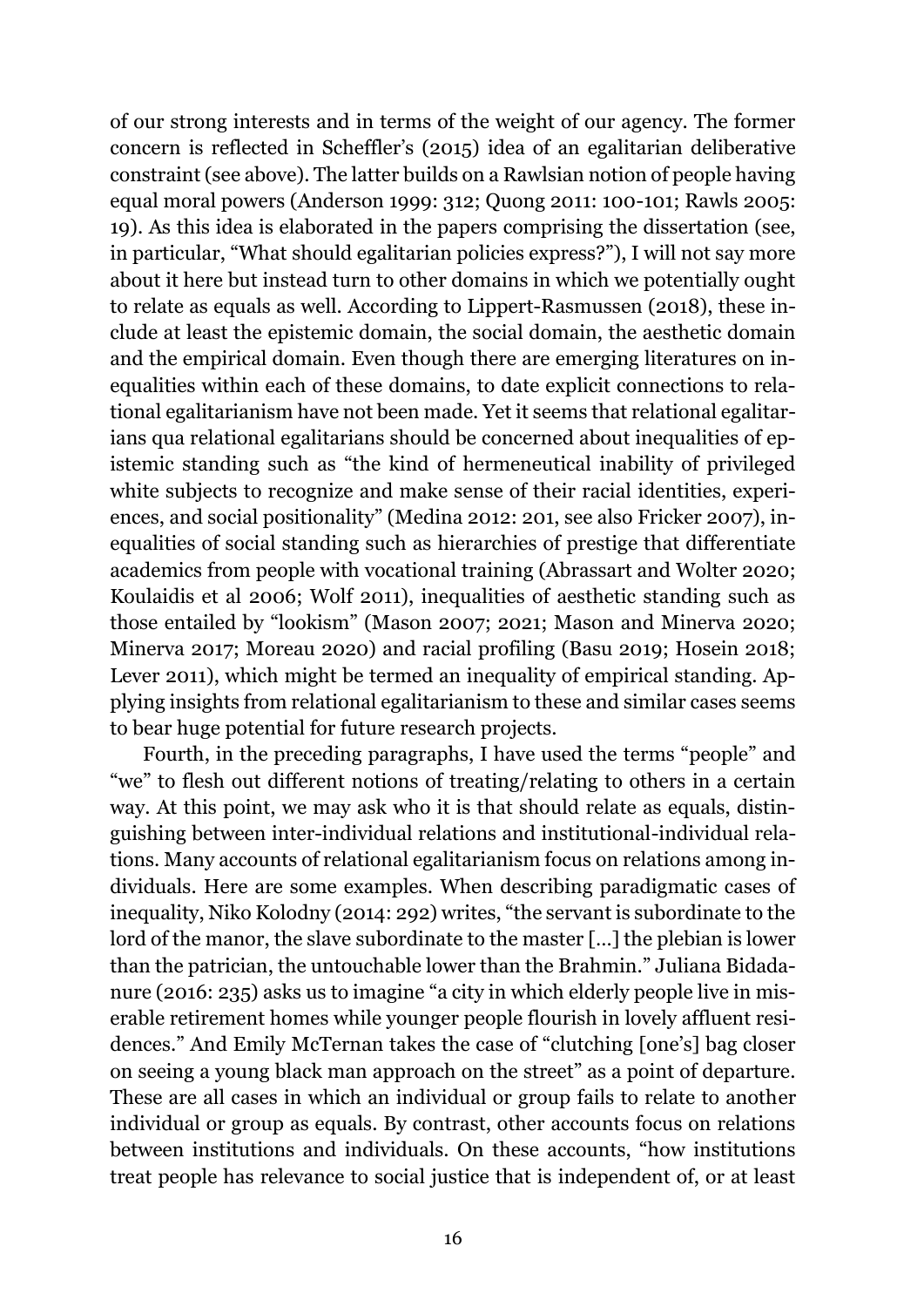of our strong interests and in terms of the weight of our agency. The former concern is reflected in Scheffler's (2015) idea of an egalitarian deliberative constraint (see above). The latter builds on a Rawlsian notion of people having equal moral powers (Anderson 1999: 312; Quong 2011: 100-101; Rawls 2005: 19). As this idea is elaborated in the papers comprising the dissertation (see, in particular, "What should egalitarian policies express?"), I will not say more about it here but instead turn to other domains in which we potentially ought to relate as equals as well. According to Lippert-Rasmussen (2018), these include at least the epistemic domain, the social domain, the aesthetic domain and the empirical domain. Even though there are emerging literatures on inequalities within each of these domains, to date explicit connections to relational egalitarianism have not been made. Yet it seems that relational egalitarians qua relational egalitarians should be concerned about inequalities of epistemic standing such as "the kind of hermeneutical inability of privileged white subjects to recognize and make sense of their racial identities, experiences, and social positionality" (Medina 2012: 201, see also Fricker 2007), inequalities of social standing such as hierarchies of prestige that differentiate academics from people with vocational training (Abrassart and Wolter 2020; Koulaidis et al 2006; Wolf 2011), inequalities of aesthetic standing such as those entailed by "lookism" (Mason 2007; 2021; Mason and Minerva 2020; Minerva 2017; Moreau 2020) and racial profiling (Basu 2019; Hosein 2018; Lever 2011), which might be termed an inequality of empirical standing. Applying insights from relational egalitarianism to these and similar cases seems to bear huge potential for future research projects.

Fourth, in the preceding paragraphs, I have used the terms "people" and "we" to flesh out different notions of treating/relating to others in a certain way. At this point, we may ask who it is that should relate as equals, distinguishing between inter-individual relations and institutional-individual relations. Many accounts of relational egalitarianism focus on relations among individuals. Here are some examples. When describing paradigmatic cases of inequality, Niko Kolodny (2014: 292) writes, "the servant is subordinate to the lord of the manor, the slave subordinate to the master [...] the plebian is lower than the patrician, the untouchable lower than the Brahmin." Juliana Bidadanure (2016: 235) asks us to imagine "a city in which elderly people live in miserable retirement homes while younger people flourish in lovely affluent residences." And Emily McTernan takes the case of "clutching [one's] bag closer on seeing a young black man approach on the street" as a point of departure. These are all cases in which an individual or group fails to relate to another individual or group as equals. By contrast, other accounts focus on relations between institutions and individuals. On these accounts, "how institutions treat people has relevance to social justice that is independent of, or at least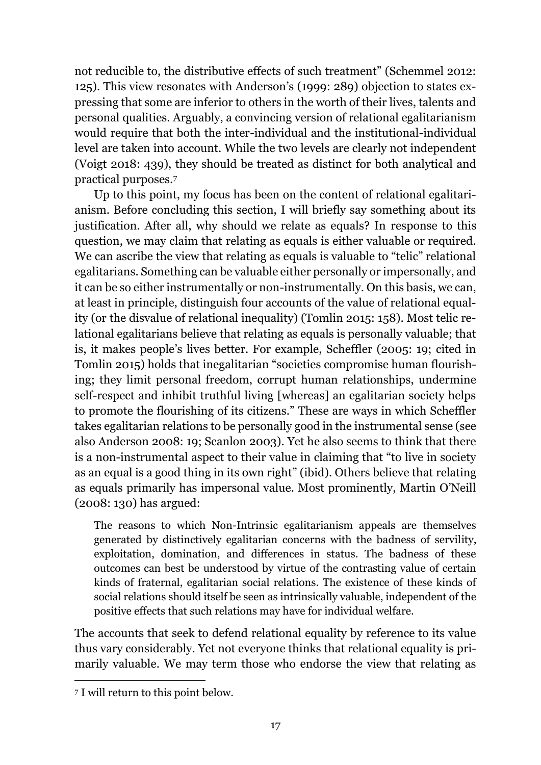not reducible to, the distributive effects of such treatment" (Schemmel 2012: 125). This view resonates with Anderson's (1999: 289) objection to states expressing that some are inferior to others in the worth of their lives, talents and personal qualities. Arguably, a convincing version of relational egalitarianism would require that both the inter-individual and the institutional-individual level are taken into account. While the two levels are clearly not independent (Voigt 2018: 439), they should be treated as distinct for both analytical and practical purposes.[7]

Up to this point, my focus has been on the content of relational egalitarianism. Before concluding this section, I will briefly say something about its justification. After all, why should we relate as equals? In response to this question, we may claim that relating as equals is either valuable or required. We can ascribe the view that relating as equals is valuable to "telic" relational egalitarians. Something can be valuable either personally or impersonally, and it can be so either instrumentally or non-instrumentally. On this basis, we can, at least in principle, distinguish four accounts of the value of relational equality (or the disvalue of relational inequality) (Tomlin 2015: 158). Most telic relational egalitarians believe that relating as equals is personally valuable; that is, it makes people's lives better. For example, Scheffler (2005: 19; cited in Tomlin 2015) holds that inegalitarian "societies compromise human flourishing; they limit personal freedom, corrupt human relationships, undermine self-respect and inhibit truthful living [whereas] an egalitarian society helps to promote the flourishing of its citizens." These are ways in which Scheffler takes egalitarian relations to be personally good in the instrumental sense (see also Anderson 2008: 19; Scanlon 2003). Yet he also seems to think that there is a non-instrumental aspect to their value in claiming that "to live in society as an equal is a good thing in its own right" (ibid). Others believe that relating as equals primarily has impersonal value. Most prominently, Martin O'Neill (2008: 130) has argued:

> The reasons to which Non-Intrinsic egalitarianism appeals are themselves generated by distinctively egalitarian concerns with the badness of servility, exploitation, domination, and differences in status. The badness of these outcomes can best be understood by virtue of the contrasting value of certain kinds of fraternal, egalitarian social relations. The existence of these kinds of social relations should itself be seen as intrinsically valuable, independent of the positive effects that such relations may have for individual welfare.

The accounts that seek to defend relational equality by reference to its value thus vary considerably. Yet not everyone thinks that relational equality is primarily valuable. We may term those who endorse the view that relating as

[7] I will return to this point below.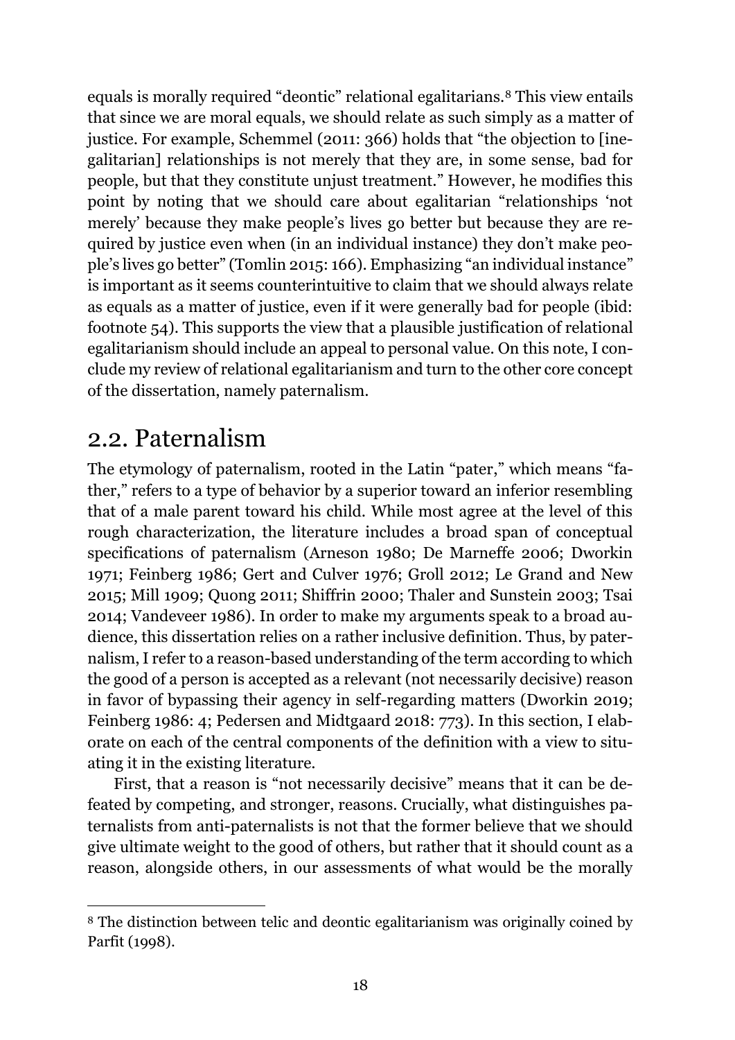equals is morally required "deontic" relational egalitarians.[8] This view entails that since we are moral equals, we should relate as such simply as a matter of justice. For example, Schemmel (2011: 366) holds that "the objection to [inegalitarian] relationships is not merely that they are, in some sense, bad for people, but that they constitute unjust treatment." However, he modifies this point by noting that we should care about egalitarian "relationships 'not merely' because they make people's lives go better but because they are required by justice even when (in an individual instance) they don't make people's lives go better" (Tomlin 2015: 166). Emphasizing "an individual instance" is important as it seems counterintuitive to claim that we should always relate as equals as a matter of justice, even if it were generally bad for people (ibid: footnote 54). This supports the view that a plausible justification of relational egalitarianism should include an appeal to personal value. On this note, I conclude my review of relational egalitarianism and turn to the other core concept of the dissertation, namely paternalism.

## 2.2. Paternalism

The etymology of paternalism, rooted in the Latin "pater," which means "father," refers to a type of behavior by a superior toward an inferior resembling that of a male parent toward his child. While most agree at the level of this rough characterization, the literature includes a broad span of conceptual specifications of paternalism (Arneson 1980; De Marneffe 2006; Dworkin 1971; Feinberg 1986; Gert and Culver 1976; Groll 2012; Le Grand and New 2015; Mill 1909; Quong 2011; Shiffrin 2000; Thaler and Sunstein 2003; Tsai 2014; Vandeveer 1986). In order to make my arguments speak to a broad audience, this dissertation relies on a rather inclusive definition. Thus, by paternalism, I refer to a reason-based understanding of the term according to which the good of a person is accepted as a relevant (not necessarily decisive) reason in favor of bypassing their agency in self-regarding matters (Dworkin 2019; Feinberg 1986: 4; Pedersen and Midtgaard 2018: 773). In this section, I elaborate on each of the central components of the definition with a view to situating it in the existing literature.

First, that a reason is "not necessarily decisive" means that it can be defeated by competing, and stronger, reasons. Crucially, what distinguishes paternalists from anti-paternalists is not that the former believe that we should give ultimate weight to the good of others, but rather that it should count as a reason, alongside others, in our assessments of what would be the morally

[8] The distinction between telic and deontic egalitarianism was originally coined by Parfit (1998).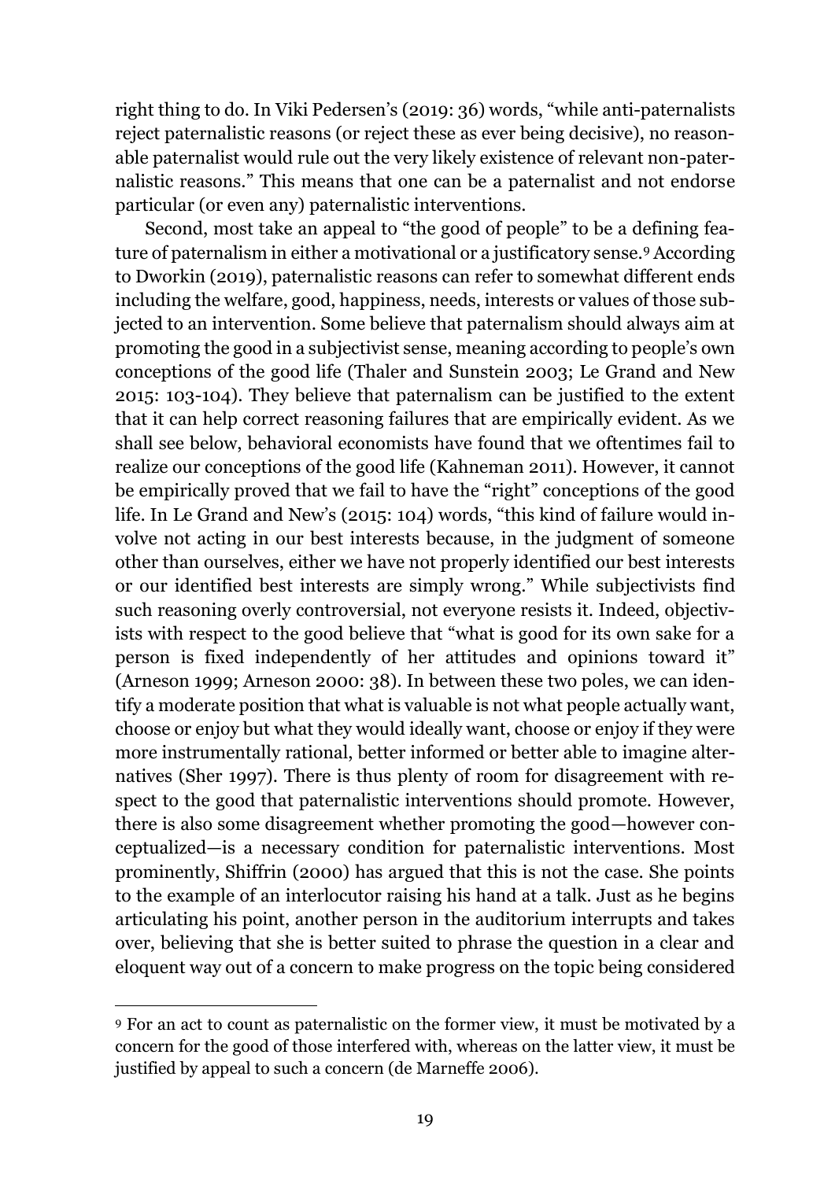right thing to do. In Viki Pedersen's (2019: 36) words, "while anti-paternalists reject paternalistic reasons (or reject these as ever being decisive), no reasonable paternalist would rule out the very likely existence of relevant non-paternalistic reasons." This means that one can be a paternalist and not endorse particular (or even any) paternalistic interventions.

Second, most take an appeal to "the good of people" to be a defining feature of paternalism in either a motivational or a justificatory sense.[9] According to Dworkin (2019), paternalistic reasons can refer to somewhat different ends including the welfare, good, happiness, needs, interests or values of those subjected to an intervention. Some believe that paternalism should always aim at promoting the good in a subjectivist sense, meaning according to people's own conceptions of the good life (Thaler and Sunstein 2003; Le Grand and New 2015: 103-104). They believe that paternalism can be justified to the extent that it can help correct reasoning failures that are empirically evident. As we shall see below, behavioral economists have found that we oftentimes fail to realize our conceptions of the good life (Kahneman 2011). However, it cannot be empirically proved that we fail to have the "right" conceptions of the good life. In Le Grand and New's (2015: 104) words, "this kind of failure would involve not acting in our best interests because, in the judgment of someone other than ourselves, either we have not properly identified our best interests or our identified best interests are simply wrong." While subjectivists find such reasoning overly controversial, not everyone resists it. Indeed, objectivists with respect to the good believe that "what is good for its own sake for a person is fixed independently of her attitudes and opinions toward it" (Arneson 1999; Arneson 2000: 38). In between these two poles, we can identify a moderate position that what is valuable is not what people actually want, choose or enjoy but what they would ideally want, choose or enjoy if they were more instrumentally rational, better informed or better able to imagine alternatives (Sher 1997). There is thus plenty of room for disagreement with respect to the good that paternalistic interventions should promote. However, there is also some disagreement whether promoting the good—however conceptualized—is a necessary condition for paternalistic interventions. Most prominently, Shiffrin (2000) has argued that this is not the case. She points to the example of an interlocutor raising his hand at a talk. Just as he begins articulating his point, another person in the auditorium interrupts and takes over, believing that she is better suited to phrase the question in a clear and eloquent way out of a concern to make progress on the topic being considered

[9] For an act to count as paternalistic on the former view, it must be motivated by a concern for the good of those interfered with, whereas on the latter view, it must be justified by appeal to such a concern (de Marneffe 2006).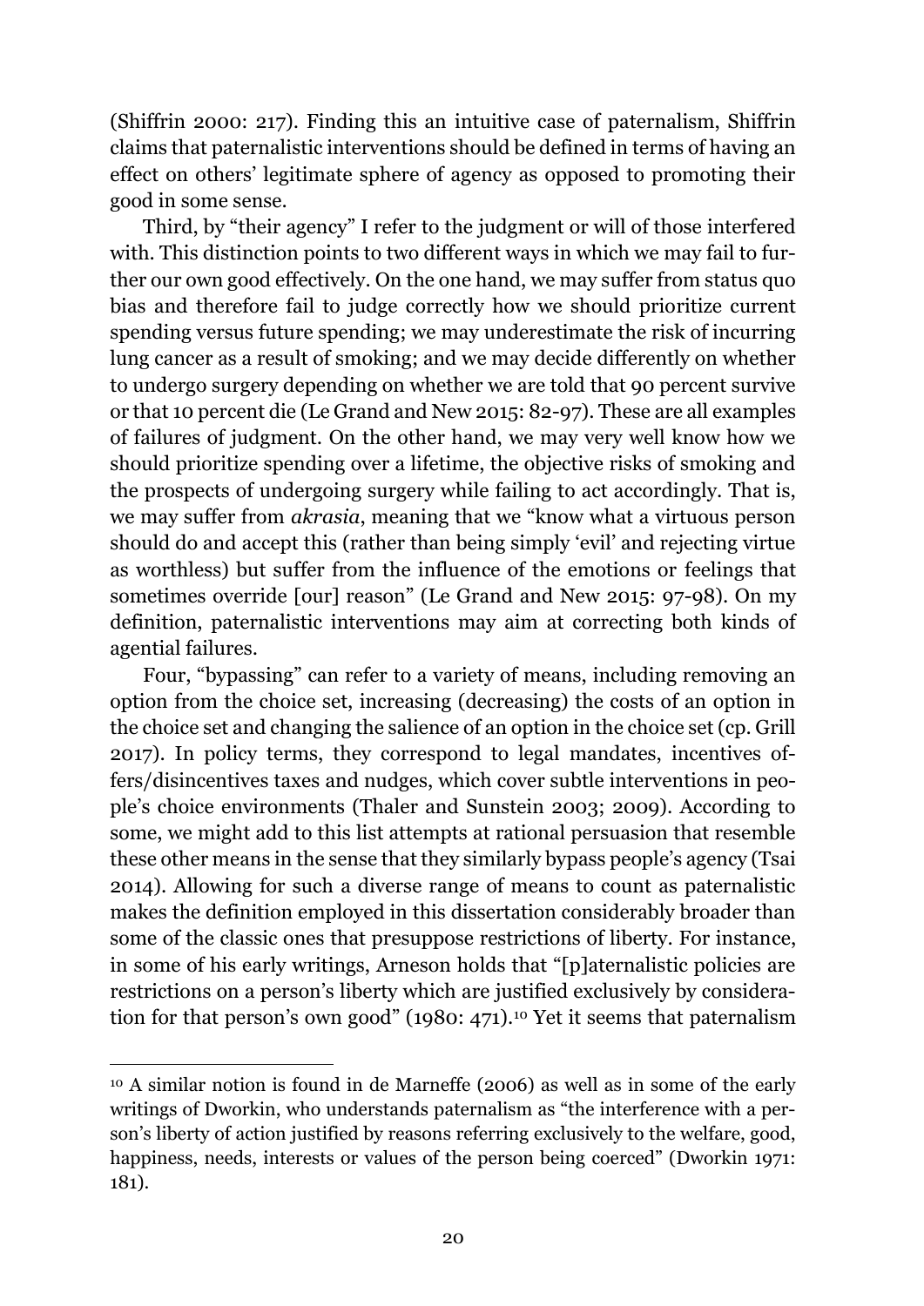(Shiffrin 2000: 217). Finding this an intuitive case of paternalism, Shiffrin claims that paternalistic interventions should be defined in terms of having an effect on others' legitimate sphere of agency as opposed to promoting their good in some sense.

Third, by "their agency" I refer to the judgment or will of those interfered with. This distinction points to two different ways in which we may fail to further our own good effectively. On the one hand, we may suffer from status quo bias and therefore fail to judge correctly how we should prioritize current spending versus future spending; we may underestimate the risk of incurring lung cancer as a result of smoking; and we may decide differently on whether to undergo surgery depending on whether we are told that 90 percent survive or that 10 percent die (Le Grand and New 2015: 82-97). These are all examples of failures of judgment. On the other hand, we may very well know how we should prioritize spending over a lifetime, the objective risks of smoking and the prospects of undergoing surgery while failing to act accordingly. That is, we may suffer from *akrasia*, meaning that we "know what a virtuous person should do and accept this (rather than being simply 'evil' and rejecting virtue as worthless) but suffer from the influence of the emotions or feelings that sometimes override [our] reason" (Le Grand and New 2015: 97-98). On my definition, paternalistic interventions may aim at correcting both kinds of agential failures.

Four, "bypassing" can refer to a variety of means, including removing an option from the choice set, increasing (decreasing) the costs of an option in the choice set and changing the salience of an option in the choice set (cp. Grill 2017). In policy terms, they correspond to legal mandates, incentives offers/disincentives taxes and nudges, which cover subtle interventions in people's choice environments (Thaler and Sunstein 2003; 2009). According to some, we might add to this list attempts at rational persuasion that resemble these other means in the sense that they similarly bypass people's agency (Tsai 2014). Allowing for such a diverse range of means to count as paternalistic makes the definition employed in this dissertation considerably broader than some of the classic ones that presuppose restrictions of liberty. For instance, in some of his early writings, Arneson holds that "[p]aternalistic policies are restrictions on a person's liberty which are justified exclusively by consideration for that person's own good" (1980: 471).[10] Yet it seems that paternalism

[10] A similar notion is found in de Marneffe (2006) as well as in some of the early writings of Dworkin, who understands paternalism as "the interference with a person's liberty of action justified by reasons referring exclusively to the welfare, good, happiness, needs, interests or values of the person being coerced" (Dworkin 1971: 181).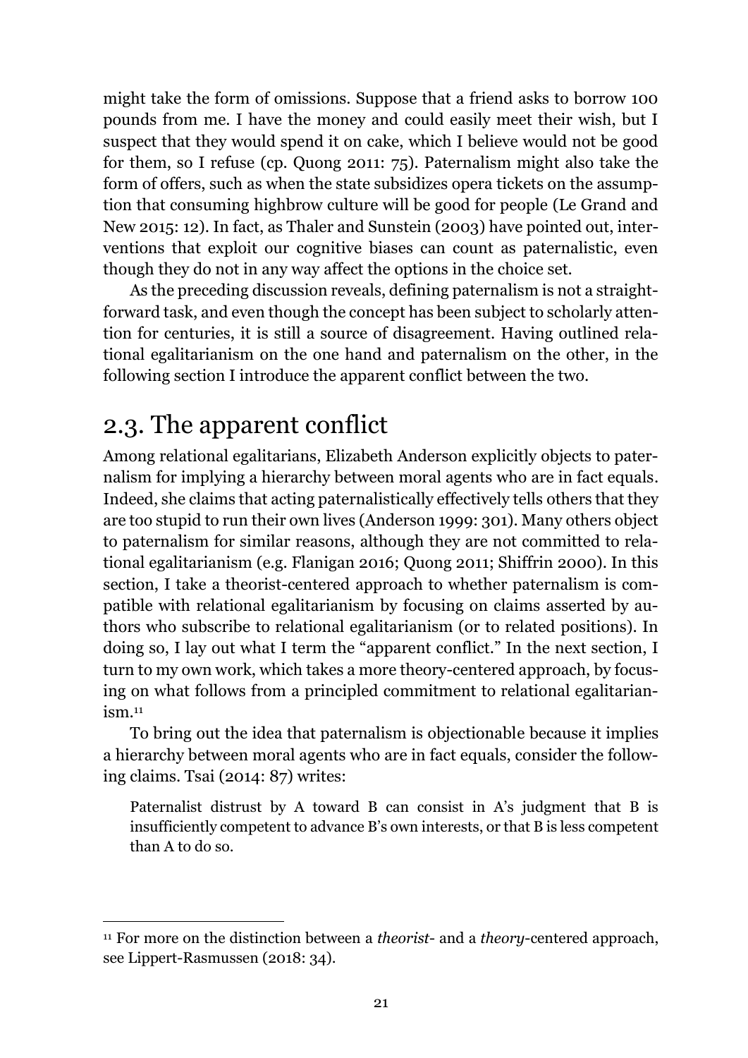might take the form of omissions. Suppose that a friend asks to borrow 100 pounds from me. I have the money and could easily meet their wish, but I suspect that they would spend it on cake, which I believe would not be good for them, so I refuse (cp. Quong 2011: 75). Paternalism might also take the form of offers, such as when the state subsidizes opera tickets on the assumption that consuming highbrow culture will be good for people (Le Grand and New 2015: 12). In fact, as Thaler and Sunstein (2003) have pointed out, interventions that exploit our cognitive biases can count as paternalistic, even though they do not in any way affect the options in the choice set.

As the preceding discussion reveals, defining paternalism is not a straightforward task, and even though the concept has been subject to scholarly attention for centuries, it is still a source of disagreement. Having outlined relational egalitarianism on the one hand and paternalism on the other, in the following section I introduce the apparent conflict between the two.

## 2.3. The apparent conflict

Among relational egalitarians, Elizabeth Anderson explicitly objects to paternalism for implying a hierarchy between moral agents who are in fact equals. Indeed, she claims that acting paternalistically effectively tells others that they are too stupid to run their own lives (Anderson 1999: 301). Many others object to paternalism for similar reasons, although they are not committed to relational egalitarianism (e.g. Flanigan 2016; Quong 2011; Shiffrin 2000). In this section, I take a theorist-centered approach to whether paternalism is compatible with relational egalitarianism by focusing on claims asserted by authors who subscribe to relational egalitarianism (or to related positions). In doing so, I lay out what I term the "apparent conflict." In the next section, I turn to my own work, which takes a more theory-centered approach, by focusing on what follows from a principled commitment to relational egalitarianism.[11]

To bring out the idea that paternalism is objectionable because it implies a hierarchy between moral agents who are in fact equals, consider the following claims. Tsai (2014: 87) writes:

> Paternalist distrust by A toward B can consist in A's judgment that B is insufficiently competent to advance B's own interests, or that B is less competent than A to do so.

[11] For more on the distinction between a *theorist*- and a *theory*-centered approach, see Lippert-Rasmussen (2018: 34).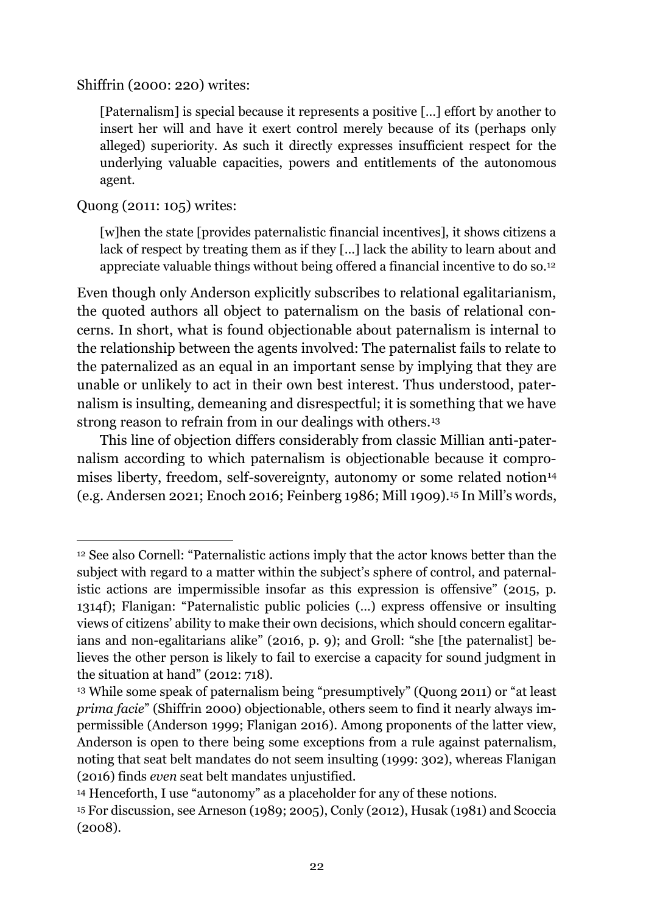Shiffrin (2000: 220) writes:

> [Paternalism] is special because it represents a positive […] effort by another to insert her will and have it exert control merely because of its (perhaps only alleged) superiority. As such it directly expresses insufficient respect for the underlying valuable capacities, powers and entitlements of the autonomous agent.

Quong (2011: 105) writes:

> [w]hen the state [provides paternalistic financial incentives], it shows citizens a lack of respect by treating them as if they […] lack the ability to learn about and appreciate valuable things without being offered a financial incentive to do so.[12]

Even though only Anderson explicitly subscribes to relational egalitarianism, the quoted authors all object to paternalism on the basis of relational concerns. In short, what is found objectionable about paternalism is internal to the relationship between the agents involved: The paternalist fails to relate to the paternalized as an equal in an important sense by implying that they are unable or unlikely to act in their own best interest. Thus understood, paternalism is insulting, demeaning and disrespectful; it is something that we have strong reason to refrain from in our dealings with others.[13]

This line of objection differs considerably from classic Millian anti-paternalism according to which paternalism is objectionable because it compromises liberty, freedom, self-sovereignty, autonomy or some related notion[14] (e.g. Andersen 2021; Enoch 2016; Feinberg 1986; Mill 1909).[15] In Mill's words,

---

[12] See also Cornell: "Paternalistic actions imply that the actor knows better than the subject with regard to a matter within the subject's sphere of control, and paternalistic actions are impermissible insofar as this expression is offensive" (2015, p. 1314f); Flanigan: "Paternalistic public policies (…) express offensive or insulting views of citizens' ability to make their own decisions, which should concern egalitarians and non-egalitarians alike" (2016, p. 9); and Groll: "she [the paternalist] believes the other person is likely to fail to exercise a capacity for sound judgment in the situation at hand" (2012: 718).

[13] While some speak of paternalism being "presumptively" (Quong 2011) or "at least *prima facie*" (Shiffrin 2000) objectionable, others seem to find it nearly always impermissible (Anderson 1999; Flanigan 2016). Among proponents of the latter view, Anderson is open to there being some exceptions from a rule against paternalism, noting that seat belt mandates do not seem insulting (1999: 302), whereas Flanigan (2016) finds *even* seat belt mandates unjustified.

[14] Henceforth, I use "autonomy" as a placeholder for any of these notions.

[15] For discussion, see Arneson (1989; 2005), Conly (2012), Husak (1981) and Scoccia (2008).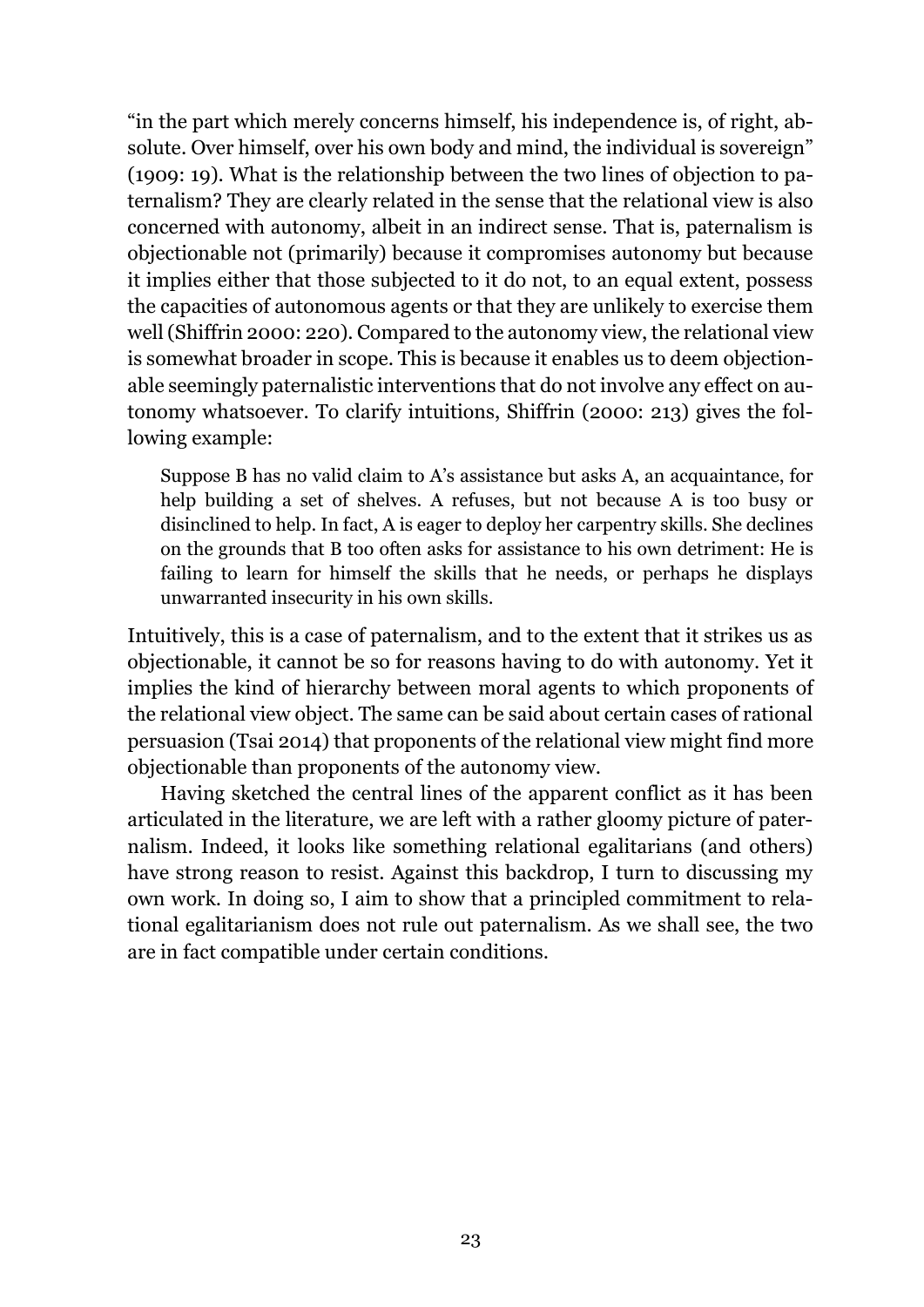"in the part which merely concerns himself, his independence is, of right, absolute. Over himself, over his own body and mind, the individual is sovereign" (1909: 19). What is the relationship between the two lines of objection to paternalism? They are clearly related in the sense that the relational view is also concerned with autonomy, albeit in an indirect sense. That is, paternalism is objectionable not (primarily) because it compromises autonomy but because it implies either that those subjected to it do not, to an equal extent, possess the capacities of autonomous agents or that they are unlikely to exercise them well (Shiffrin 2000: 220). Compared to the autonomy view, the relational view is somewhat broader in scope. This is because it enables us to deem objectionable seemingly paternalistic interventions that do not involve any effect on autonomy whatsoever. To clarify intuitions, Shiffrin (2000: 213) gives the following example:

> Suppose B has no valid claim to A's assistance but asks A, an acquaintance, for help building a set of shelves. A refuses, but not because A is too busy or disinclined to help. In fact, A is eager to deploy her carpentry skills. She declines on the grounds that B too often asks for assistance to his own detriment: He is failing to learn for himself the skills that he needs, or perhaps he displays unwarranted insecurity in his own skills.

Intuitively, this is a case of paternalism, and to the extent that it strikes us as objectionable, it cannot be so for reasons having to do with autonomy. Yet it implies the kind of hierarchy between moral agents to which proponents of the relational view object. The same can be said about certain cases of rational persuasion (Tsai 2014) that proponents of the relational view might find more objectionable than proponents of the autonomy view.

Having sketched the central lines of the apparent conflict as it has been articulated in the literature, we are left with a rather gloomy picture of paternalism. Indeed, it looks like something relational egalitarians (and others) have strong reason to resist. Against this backdrop, I turn to discussing my own work. In doing so, I aim to show that a principled commitment to relational egalitarianism does not rule out paternalism. As we shall see, the two are in fact compatible under certain conditions.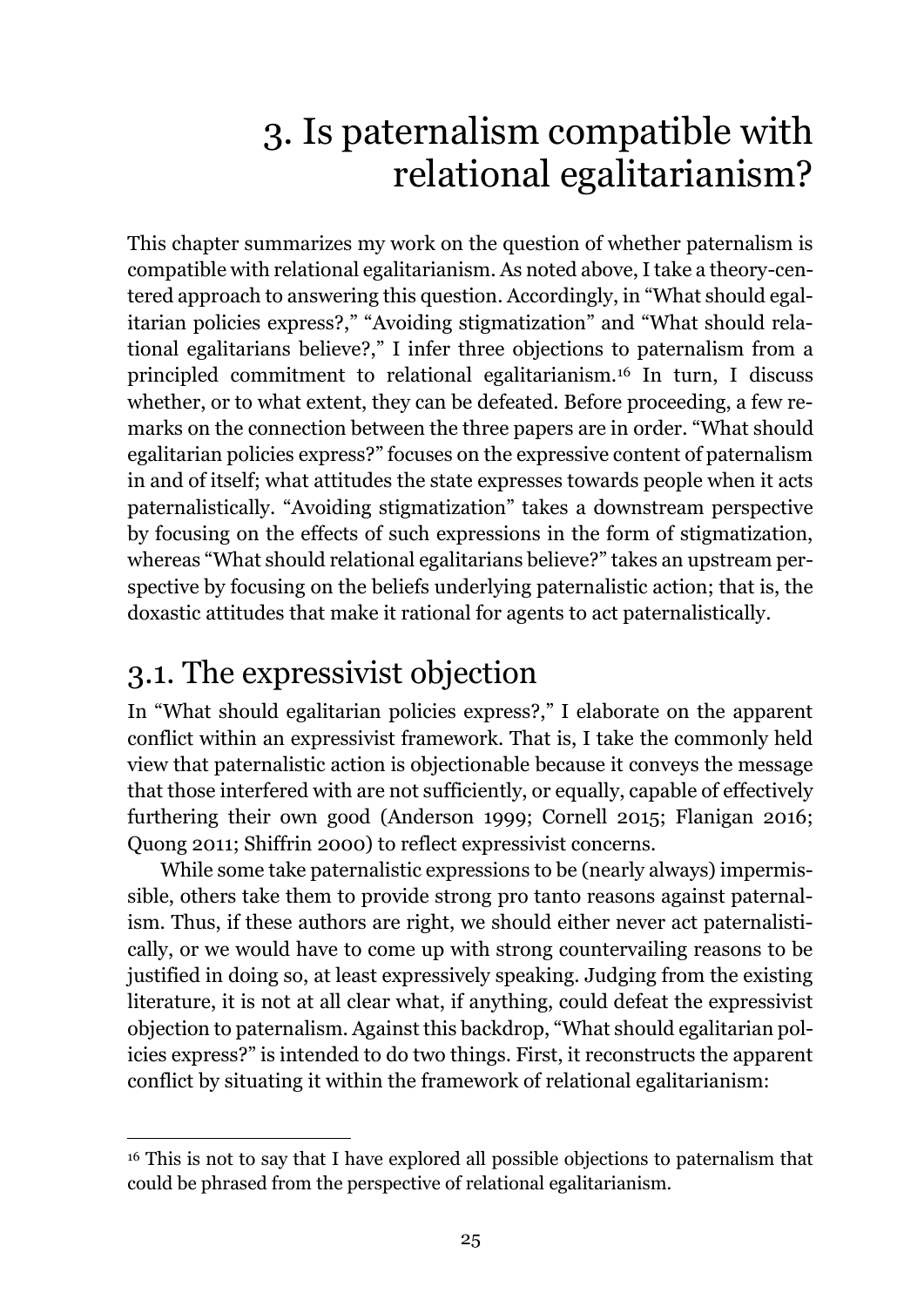# 3. Is paternalism compatible with relational egalitarianism?

This chapter summarizes my work on the question of whether paternalism is compatible with relational egalitarianism. As noted above, I take a theory-centered approach to answering this question. Accordingly, in "What should egalitarian policies express?," "Avoiding stigmatization" and "What should relational egalitarians believe?," I infer three objections to paternalism from a principled commitment to relational egalitarianism.[16] In turn, I discuss whether, or to what extent, they can be defeated. Before proceeding, a few remarks on the connection between the three papers are in order. "What should egalitarian policies express?" focuses on the expressive content of paternalism in and of itself; what attitudes the state expresses towards people when it acts paternalistically. "Avoiding stigmatization" takes a downstream perspective by focusing on the effects of such expressions in the form of stigmatization, whereas "What should relational egalitarians believe?" takes an upstream perspective by focusing on the beliefs underlying paternalistic action; that is, the doxastic attitudes that make it rational for agents to act paternalistically.

## 3.1. The expressivist objection

In "What should egalitarian policies express?," I elaborate on the apparent conflict within an expressivist framework. That is, I take the commonly held view that paternalistic action is objectionable because it conveys the message that those interfered with are not sufficiently, or equally, capable of effectively furthering their own good (Anderson 1999; Cornell 2015; Flanigan 2016; Quong 2011; Shiffrin 2000) to reflect expressivist concerns.

While some take paternalistic expressions to be (nearly always) impermissible, others take them to provide strong pro tanto reasons against paternalism. Thus, if these authors are right, we should either never act paternalistically, or we would have to come up with strong countervailing reasons to be justified in doing so, at least expressively speaking. Judging from the existing literature, it is not at all clear what, if anything, could defeat the expressivist objection to paternalism. Against this backdrop, "What should egalitarian policies express?" is intended to do two things. First, it reconstructs the apparent conflict by situating it within the framework of relational egalitarianism:

[16] This is not to say that I have explored all possible objections to paternalism that could be phrased from the perspective of relational egalitarianism.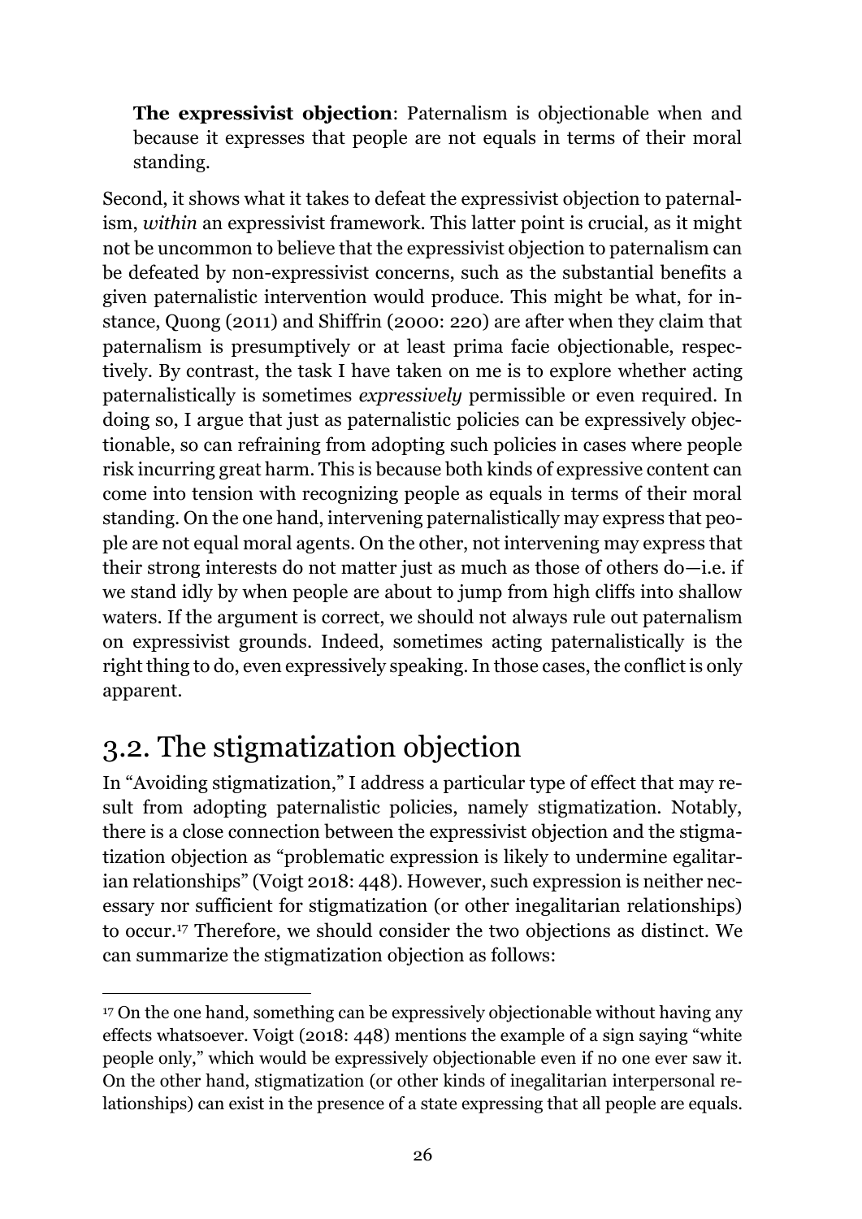**The expressivist objection**: Paternalism is objectionable when and because it expresses that people are not equals in terms of their moral standing.

Second, it shows what it takes to defeat the expressivist objection to paternalism, *within* an expressivist framework. This latter point is crucial, as it might not be uncommon to believe that the expressivist objection to paternalism can be defeated by non-expressivist concerns, such as the substantial benefits a given paternalistic intervention would produce. This might be what, for instance, Quong (2011) and Shiffrin (2000: 220) are after when they claim that paternalism is presumptively or at least prima facie objectionable, respectively. By contrast, the task I have taken on me is to explore whether acting paternalistically is sometimes *expressively* permissible or even required. In doing so, I argue that just as paternalistic policies can be expressively objectionable, so can refraining from adopting such policies in cases where people risk incurring great harm. This is because both kinds of expressive content can come into tension with recognizing people as equals in terms of their moral standing. On the one hand, intervening paternalistically may express that people are not equal moral agents. On the other, not intervening may express that their strong interests do not matter just as much as those of others do—i.e. if we stand idly by when people are about to jump from high cliffs into shallow waters. If the argument is correct, we should not always rule out paternalism on expressivist grounds. Indeed, sometimes acting paternalistically is the right thing to do, even expressively speaking. In those cases, the conflict is only apparent.

## 3.2. The stigmatization objection

In "Avoiding stigmatization," I address a particular type of effect that may result from adopting paternalistic policies, namely stigmatization. Notably, there is a close connection between the expressivist objection and the stigmatization objection as "problematic expression is likely to undermine egalitarian relationships" (Voigt 2018: 448). However, such expression is neither necessary nor sufficient for stigmatization (or other inegalitarian relationships) to occur.[17] Therefore, we should consider the two objections as distinct. We can summarize the stigmatization objection as follows:

[17] On the one hand, something can be expressively objectionable without having any effects whatsoever. Voigt (2018: 448) mentions the example of a sign saying "white people only," which would be expressively objectionable even if no one ever saw it. On the other hand, stigmatization (or other kinds of inegalitarian interpersonal relationships) can exist in the presence of a state expressing that all people are equals.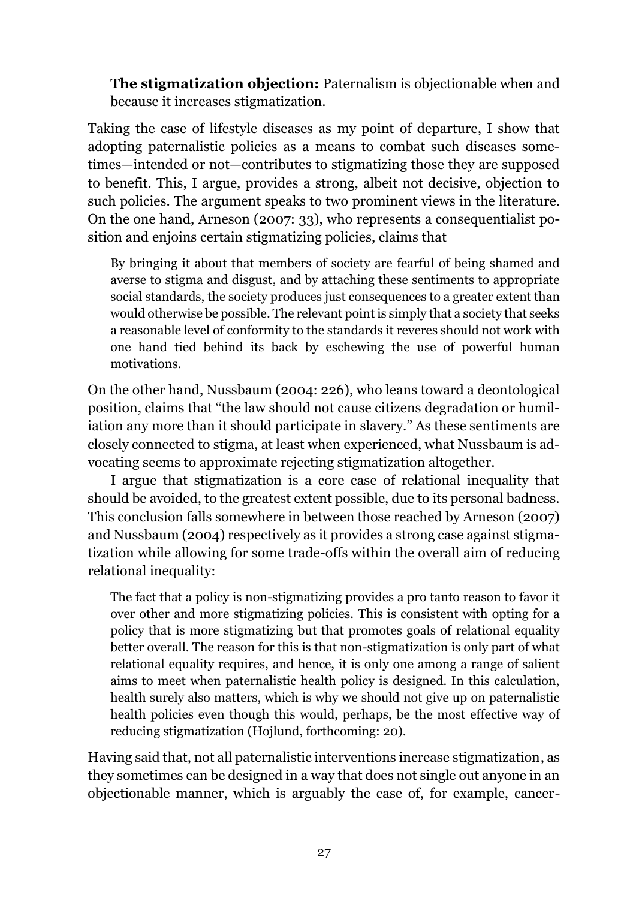**The stigmatization objection:** Paternalism is objectionable when and because it increases stigmatization.

Taking the case of lifestyle diseases as my point of departure, I show that adopting paternalistic policies as a means to combat such diseases sometimes—intended or not—contributes to stigmatizing those they are supposed to benefit. This, I argue, provides a strong, albeit not decisive, objection to such policies. The argument speaks to two prominent views in the literature. On the one hand, Arneson (2007: 33), who represents a consequentialist position and enjoins certain stigmatizing policies, claims that

> By bringing it about that members of society are fearful of being shamed and averse to stigma and disgust, and by attaching these sentiments to appropriate social standards, the society produces just consequences to a greater extent than would otherwise be possible. The relevant point is simply that a society that seeks a reasonable level of conformity to the standards it reveres should not work with one hand tied behind its back by eschewing the use of powerful human motivations.

On the other hand, Nussbaum (2004: 226), who leans toward a deontological position, claims that "the law should not cause citizens degradation or humiliation any more than it should participate in slavery." As these sentiments are closely connected to stigma, at least when experienced, what Nussbaum is advocating seems to approximate rejecting stigmatization altogether.

I argue that stigmatization is a core case of relational inequality that should be avoided, to the greatest extent possible, due to its personal badness. This conclusion falls somewhere in between those reached by Arneson (2007) and Nussbaum (2004) respectively as it provides a strong case against stigmatization while allowing for some trade-offs within the overall aim of reducing relational inequality:

> The fact that a policy is non-stigmatizing provides a pro tanto reason to favor it over other and more stigmatizing policies. This is consistent with opting for a policy that is more stigmatizing but that promotes goals of relational equality better overall. The reason for this is that non-stigmatization is only part of what relational equality requires, and hence, it is only one among a range of salient aims to meet when paternalistic health policy is designed. In this calculation, health surely also matters, which is why we should not give up on paternalistic health policies even though this would, perhaps, be the most effective way of reducing stigmatization (Hojlund, forthcoming: 20).

Having said that, not all paternalistic interventions increase stigmatization, as they sometimes can be designed in a way that does not single out anyone in an objectionable manner, which is arguably the case of, for example, cancer-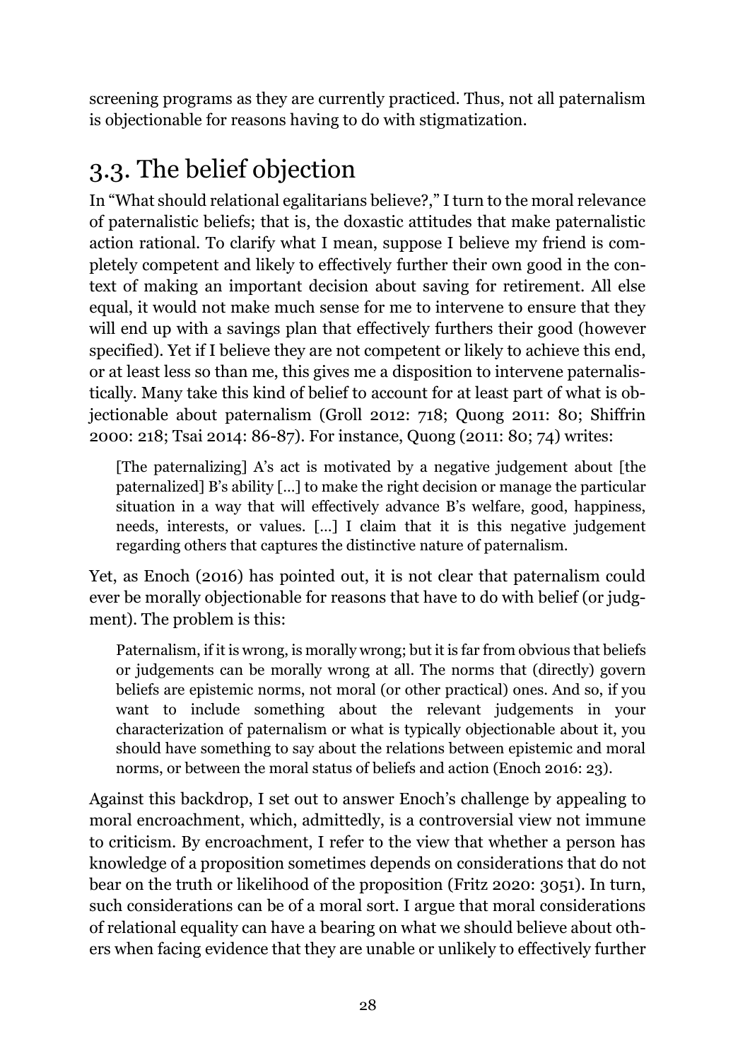screening programs as they are currently practiced. Thus, not all paternalism is objectionable for reasons having to do with stigmatization.

## 3.3. The belief objection

In "What should relational egalitarians believe?," I turn to the moral relevance of paternalistic beliefs; that is, the doxastic attitudes that make paternalistic action rational. To clarify what I mean, suppose I believe my friend is completely competent and likely to effectively further their own good in the context of making an important decision about saving for retirement. All else equal, it would not make much sense for me to intervene to ensure that they will end up with a savings plan that effectively furthers their good (however specified). Yet if I believe they are not competent or likely to achieve this end, or at least less so than me, this gives me a disposition to intervene paternalistically. Many take this kind of belief to account for at least part of what is objectionable about paternalism (Groll 2012: 718; Quong 2011: 80; Shiffrin 2000: 218; Tsai 2014: 86-87). For instance, Quong (2011: 80; 74) writes:

> [The paternalizing] A's act is motivated by a negative judgement about [the paternalized] B's ability [...] to make the right decision or manage the particular situation in a way that will effectively advance B's welfare, good, happiness, needs, interests, or values. [...] I claim that it is this negative judgement regarding others that captures the distinctive nature of paternalism.

Yet, as Enoch (2016) has pointed out, it is not clear that paternalism could ever be morally objectionable for reasons that have to do with belief (or judgment). The problem is this:

> Paternalism, if it is wrong, is morally wrong; but it is far from obvious that beliefs or judgements can be morally wrong at all. The norms that (directly) govern beliefs are epistemic norms, not moral (or other practical) ones. And so, if you want to include something about the relevant judgements in your characterization of paternalism or what is typically objectionable about it, you should have something to say about the relations between epistemic and moral norms, or between the moral status of beliefs and action (Enoch 2016: 23).

Against this backdrop, I set out to answer Enoch's challenge by appealing to moral encroachment, which, admittedly, is a controversial view not immune to criticism. By encroachment, I refer to the view that whether a person has knowledge of a proposition sometimes depends on considerations that do not bear on the truth or likelihood of the proposition (Fritz 2020: 3051). In turn, such considerations can be of a moral sort. I argue that moral considerations of relational equality can have a bearing on what we should believe about others when facing evidence that they are unable or unlikely to effectively further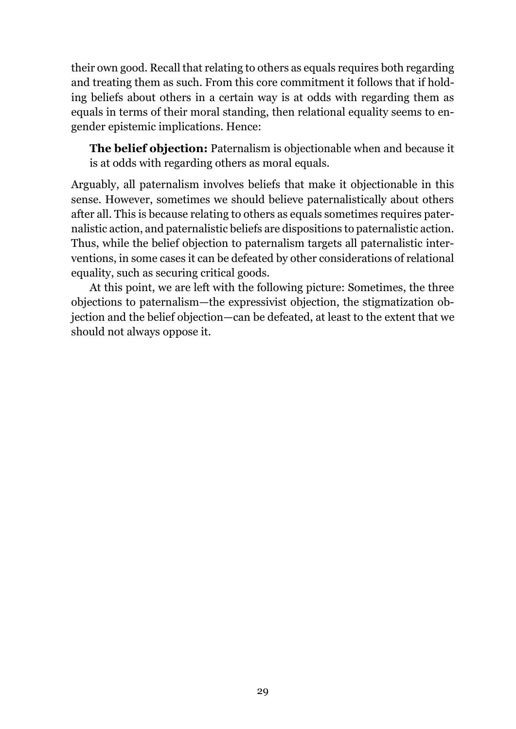their own good. Recall that relating to others as equals requires both regarding and treating them as such. From this core commitment it follows that if holding beliefs about others in a certain way is at odds with regarding them as equals in terms of their moral standing, then relational equality seems to engender epistemic implications. Hence:

> **The belief objection:** Paternalism is objectionable when and because it is at odds with regarding others as moral equals.

Arguably, all paternalism involves beliefs that make it objectionable in this sense. However, sometimes we should believe paternalistically about others after all. This is because relating to others as equals sometimes requires paternalistic action, and paternalistic beliefs are dispositions to paternalistic action. Thus, while the belief objection to paternalism targets all paternalistic interventions, in some cases it can be defeated by other considerations of relational equality, such as securing critical goods.

At this point, we are left with the following picture: Sometimes, the three objections to paternalism—the expressivist objection, the stigmatization objection and the belief objection—can be defeated, at least to the extent that we should not always oppose it.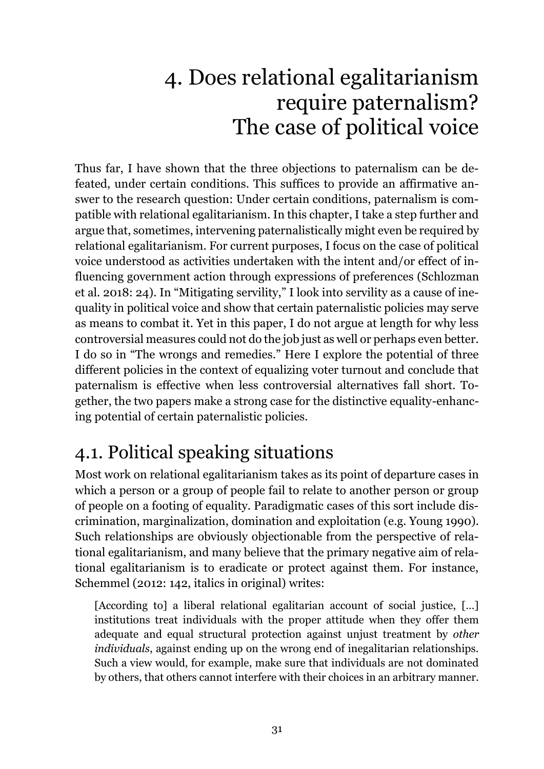# 4. Does relational egalitarianism require paternalism? The case of political voice

Thus far, I have shown that the three objections to paternalism can be defeated, under certain conditions. This suffices to provide an affirmative answer to the research question: Under certain conditions, paternalism is compatible with relational egalitarianism. In this chapter, I take a step further and argue that, sometimes, intervening paternalistically might even be required by relational egalitarianism. For current purposes, I focus on the case of political voice understood as activities undertaken with the intent and/or effect of influencing government action through expressions of preferences (Schlozman et al. 2018: 24). In "Mitigating servility," I look into servility as a cause of inequality in political voice and show that certain paternalistic policies may serve as means to combat it. Yet in this paper, I do not argue at length for why less controversial measures could not do the job just as well or perhaps even better. I do so in "The wrongs and remedies." Here I explore the potential of three different policies in the context of equalizing voter turnout and conclude that paternalism is effective when less controversial alternatives fall short. Together, the two papers make a strong case for the distinctive equality-enhancing potential of certain paternalistic policies.

## 4.1. Political speaking situations

Most work on relational egalitarianism takes as its point of departure cases in which a person or a group of people fail to relate to another person or group of people on a footing of equality. Paradigmatic cases of this sort include discrimination, marginalization, domination and exploitation (e.g. Young 1990). Such relationships are obviously objectionable from the perspective of relational egalitarianism, and many believe that the primary negative aim of relational egalitarianism is to eradicate or protect against them. For instance, Schemmel (2012: 142, italics in original) writes:

> [According to] a liberal relational egalitarian account of social justice, [...] institutions treat individuals with the proper attitude when they offer them adequate and equal structural protection against unjust treatment by *other individuals*, against ending up on the wrong end of inegalitarian relationships. Such a view would, for example, make sure that individuals are not dominated by others, that others cannot interfere with their choices in an arbitrary manner.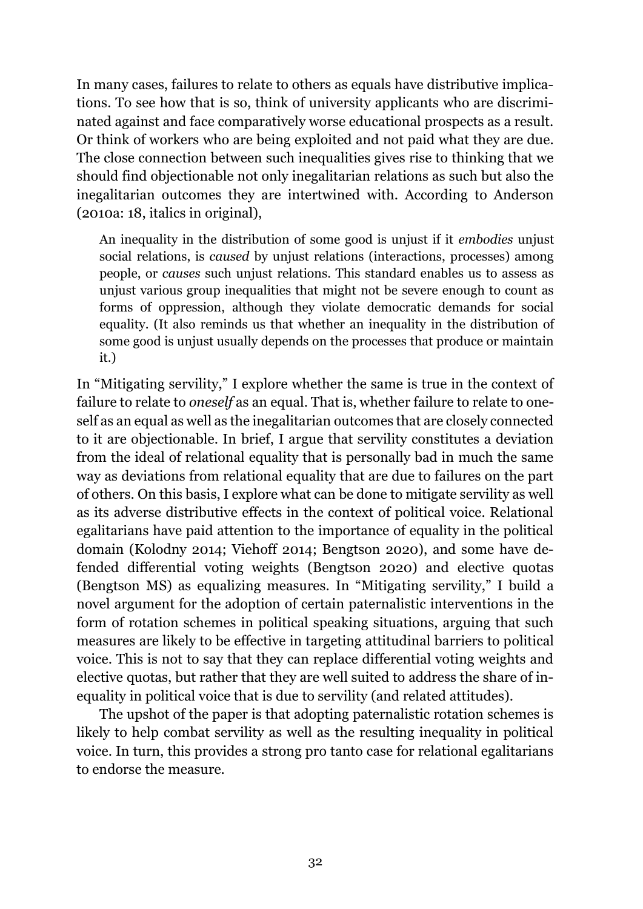In many cases, failures to relate to others as equals have distributive implications. To see how that is so, think of university applicants who are discriminated against and face comparatively worse educational prospects as a result. Or think of workers who are being exploited and not paid what they are due. The close connection between such inequalities gives rise to thinking that we should find objectionable not only inegalitarian relations as such but also the inegalitarian outcomes they are intertwined with. According to Anderson (2010a: 18, italics in original),

> An inequality in the distribution of some good is unjust if it *embodies* unjust social relations, is *caused* by unjust relations (interactions, processes) among people, or *causes* such unjust relations. This standard enables us to assess as unjust various group inequalities that might not be severe enough to count as forms of oppression, although they violate democratic demands for social equality. (It also reminds us that whether an inequality in the distribution of some good is unjust usually depends on the processes that produce or maintain it.)

In "Mitigating servility," I explore whether the same is true in the context of failure to relate to *oneself* as an equal. That is, whether failure to relate to oneself as an equal as well as the inegalitarian outcomes that are closely connected to it are objectionable. In brief, I argue that servility constitutes a deviation from the ideal of relational equality that is personally bad in much the same way as deviations from relational equality that are due to failures on the part of others. On this basis, I explore what can be done to mitigate servility as well as its adverse distributive effects in the context of political voice. Relational egalitarians have paid attention to the importance of equality in the political domain (Kolodny 2014; Viehoff 2014; Bengtson 2020), and some have defended differential voting weights (Bengtson 2020) and elective quotas (Bengtson MS) as equalizing measures. In "Mitigating servility," I build a novel argument for the adoption of certain paternalistic interventions in the form of rotation schemes in political speaking situations, arguing that such measures are likely to be effective in targeting attitudinal barriers to political voice. This is not to say that they can replace differential voting weights and elective quotas, but rather that they are well suited to address the share of inequality in political voice that is due to servility (and related attitudes).

The upshot of the paper is that adopting paternalistic rotation schemes is likely to help combat servility as well as the resulting inequality in political voice. In turn, this provides a strong pro tanto case for relational egalitarians to endorse the measure.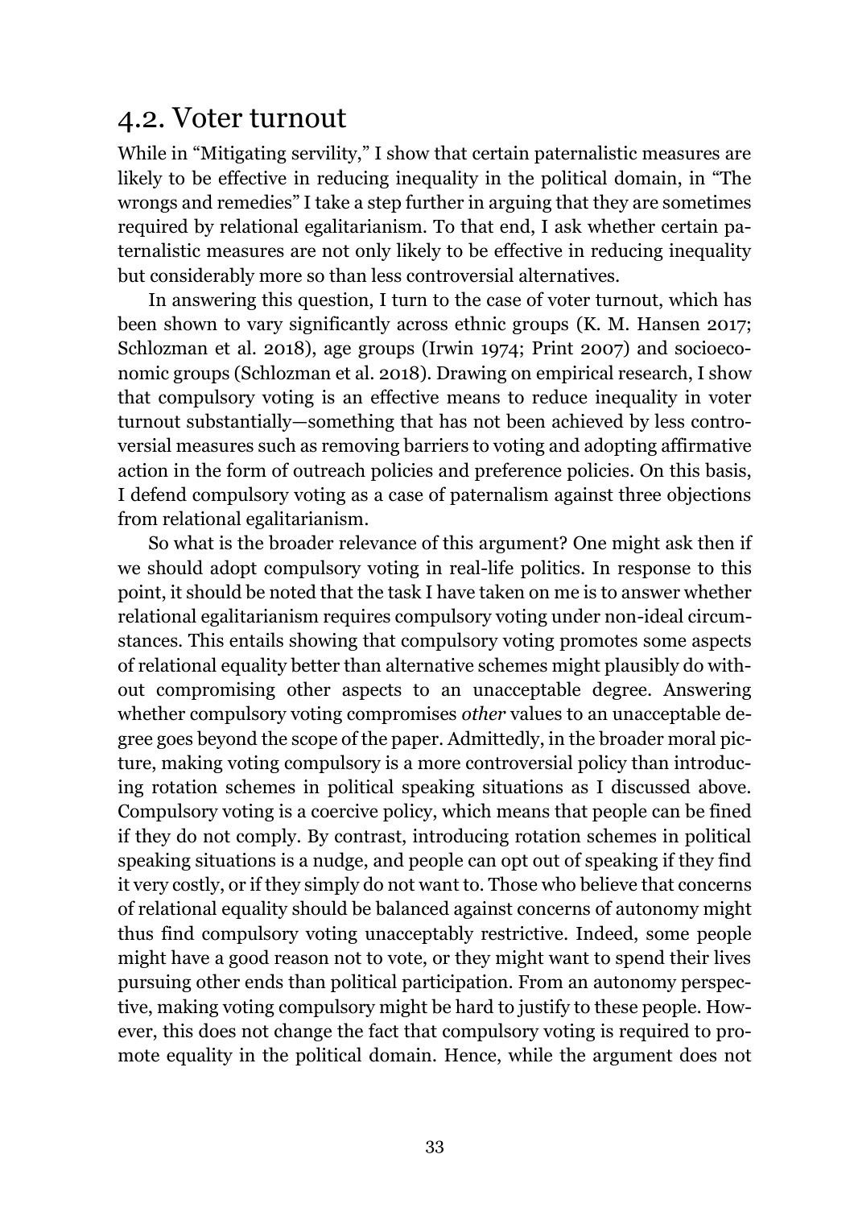## 4.2. Voter turnout

While in “Mitigating servility,” I show that certain paternalistic measures are likely to be effective in reducing inequality in the political domain, in “The wrongs and remedies” I take a step further in arguing that they are sometimes required by relational egalitarianism. To that end, I ask whether certain paternalistic measures are not only likely to be effective in reducing inequality but considerably more so than less controversial alternatives.

In answering this question, I turn to the case of voter turnout, which has been shown to vary significantly across ethnic groups (K. M. Hansen 2017; Schlozman et al. 2018), age groups (Irwin 1974; Print 2007) and socioeconomic groups (Schlozman et al. 2018). Drawing on empirical research, I show that compulsory voting is an effective means to reduce inequality in voter turnout substantially—something that has not been achieved by less controversial measures such as removing barriers to voting and adopting affirmative action in the form of outreach policies and preference policies. On this basis, I defend compulsory voting as a case of paternalism against three objections from relational egalitarianism.

So what is the broader relevance of this argument? One might ask then if we should adopt compulsory voting in real-life politics. In response to this point, it should be noted that the task I have taken on me is to answer whether relational egalitarianism requires compulsory voting under non-ideal circumstances. This entails showing that compulsory voting promotes some aspects of relational equality better than alternative schemes might plausibly do without compromising other aspects to an unacceptable degree. Answering whether compulsory voting compromises *other* values to an unacceptable degree goes beyond the scope of the paper. Admittedly, in the broader moral picture, making voting compulsory is a more controversial policy than introducing rotation schemes in political speaking situations as I discussed above. Compulsory voting is a coercive policy, which means that people can be fined if they do not comply. By contrast, introducing rotation schemes in political speaking situations is a nudge, and people can opt out of speaking if they find it very costly, or if they simply do not want to. Those who believe that concerns of relational equality should be balanced against concerns of autonomy might thus find compulsory voting unacceptably restrictive. Indeed, some people might have a good reason not to vote, or they might want to spend their lives pursuing other ends than political participation. From an autonomy perspective, making voting compulsory might be hard to justify to these people. However, this does not change the fact that compulsory voting is required to promote equality in the political domain. Hence, while the argument does not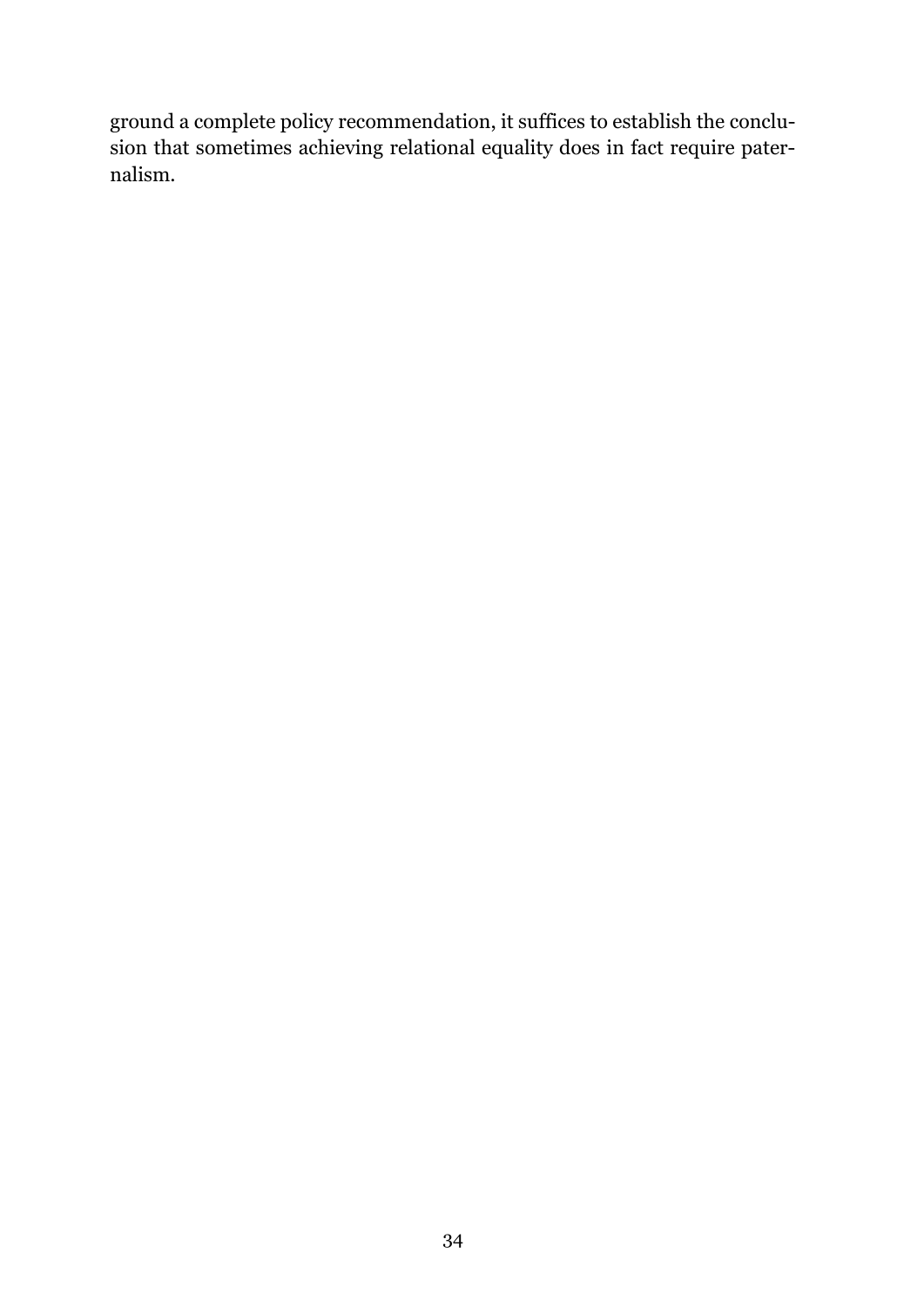ground a complete policy recommendation, it suffices to establish the conclusion that sometimes achieving relational equality does in fact require paternalism.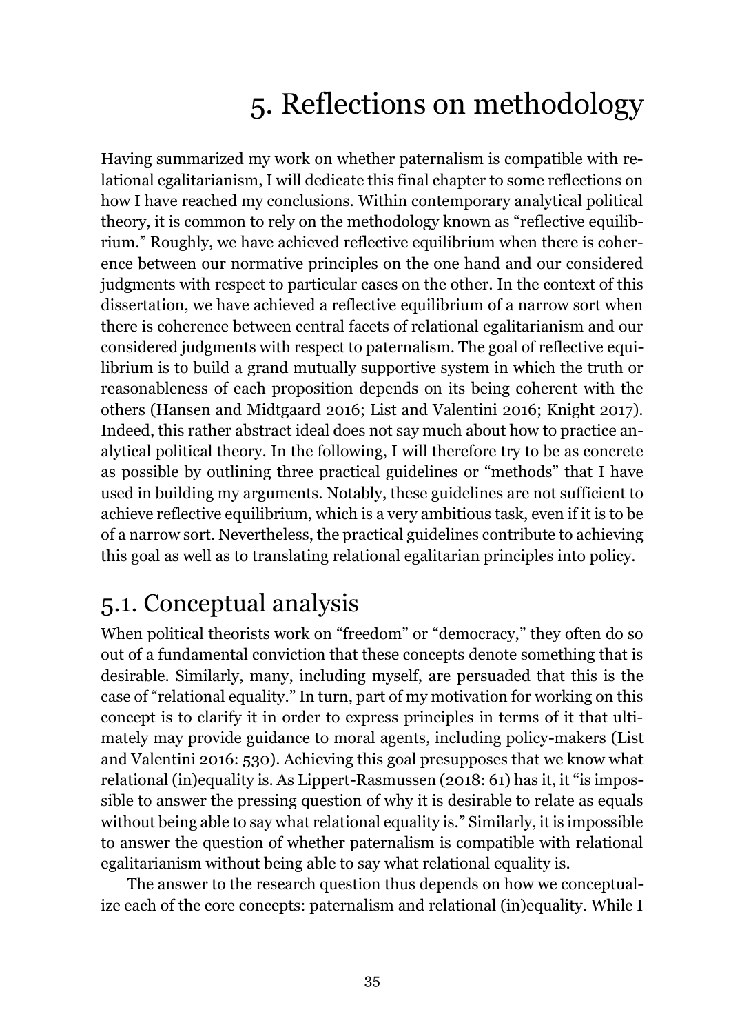# 5. Reflections on methodology

Having summarized my work on whether paternalism is compatible with relational egalitarianism, I will dedicate this final chapter to some reflections on how I have reached my conclusions. Within contemporary analytical political theory, it is common to rely on the methodology known as "reflective equilibrium." Roughly, we have achieved reflective equilibrium when there is coherence between our normative principles on the one hand and our considered judgments with respect to particular cases on the other. In the context of this dissertation, we have achieved a reflective equilibrium of a narrow sort when there is coherence between central facets of relational egalitarianism and our considered judgments with respect to paternalism. The goal of reflective equilibrium is to build a grand mutually supportive system in which the truth or reasonableness of each proposition depends on its being coherent with the others (Hansen and Midtgaard 2016; List and Valentini 2016; Knight 2017). Indeed, this rather abstract ideal does not say much about how to practice analytical political theory. In the following, I will therefore try to be as concrete as possible by outlining three practical guidelines or "methods" that I have used in building my arguments. Notably, these guidelines are not sufficient to achieve reflective equilibrium, which is a very ambitious task, even if it is to be of a narrow sort. Nevertheless, the practical guidelines contribute to achieving this goal as well as to translating relational egalitarian principles into policy.

## 5.1. Conceptual analysis

When political theorists work on "freedom" or "democracy," they often do so out of a fundamental conviction that these concepts denote something that is desirable. Similarly, many, including myself, are persuaded that this is the case of "relational equality." In turn, part of my motivation for working on this concept is to clarify it in order to express principles in terms of it that ultimately may provide guidance to moral agents, including policy-makers (List and Valentini 2016: 530). Achieving this goal presupposes that we know what relational (in)equality is. As Lippert-Rasmussen (2018: 61) has it, it "is impossible to answer the pressing question of why it is desirable to relate as equals without being able to say what relational equality is." Similarly, it is impossible to answer the question of whether paternalism is compatible with relational egalitarianism without being able to say what relational equality is.

The answer to the research question thus depends on how we conceptualize each of the core concepts: paternalism and relational (in)equality. While I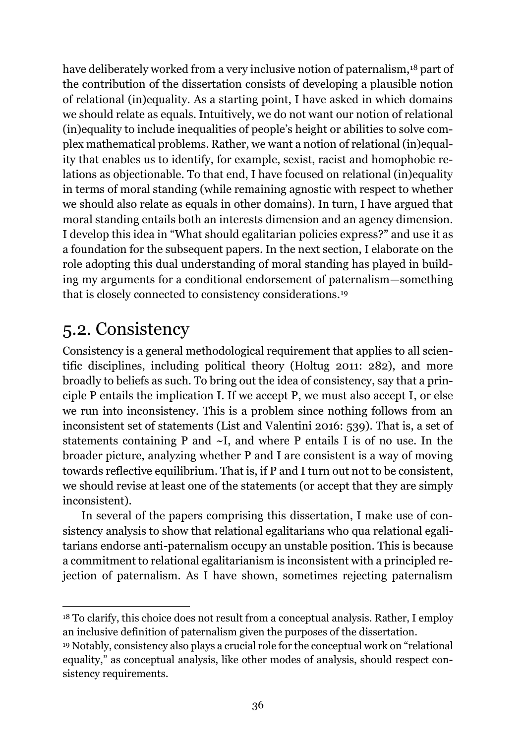have deliberately worked from a very inclusive notion of paternalism,[18] part of the contribution of the dissertation consists of developing a plausible notion of relational (in)equality. As a starting point, I have asked in which domains we should relate as equals. Intuitively, we do not want our notion of relational (in)equality to include inequalities of people's height or abilities to solve complex mathematical problems. Rather, we want a notion of relational (in)equality that enables us to identify, for example, sexist, racist and homophobic relations as objectionable. To that end, I have focused on relational (in)equality in terms of moral standing (while remaining agnostic with respect to whether we should also relate as equals in other domains). In turn, I have argued that moral standing entails both an interests dimension and an agency dimension. I develop this idea in "What should egalitarian policies express?" and use it as a foundation for the subsequent papers. In the next section, I elaborate on the role adopting this dual understanding of moral standing has played in building my arguments for a conditional endorsement of paternalism—something that is closely connected to consistency considerations.[19]

## 5.2. Consistency

Consistency is a general methodological requirement that applies to all scientific disciplines, including political theory (Holtug 2011: 282), and more broadly to beliefs as such. To bring out the idea of consistency, say that a principle P entails the implication I. If we accept P, we must also accept I, or else we run into inconsistency. This is a problem since nothing follows from an inconsistent set of statements (List and Valentini 2016: 539). That is, a set of statements containing P and ~I, and where P entails I is of no use. In the broader picture, analyzing whether P and I are consistent is a way of moving towards reflective equilibrium. That is, if P and I turn out not to be consistent, we should revise at least one of the statements (or accept that they are simply inconsistent).

In several of the papers comprising this dissertation, I make use of consistency analysis to show that relational egalitarians who qua relational egalitarians endorse anti-paternalism occupy an unstable position. This is because a commitment to relational egalitarianism is inconsistent with a principled rejection of paternalism. As I have shown, sometimes rejecting paternalism

[18] To clarify, this choice does not result from a conceptual analysis. Rather, I employ an inclusive definition of paternalism given the purposes of the dissertation.

[19] Notably, consistency also plays a crucial role for the conceptual work on "relational equality," as conceptual analysis, like other modes of analysis, should respect consistency requirements.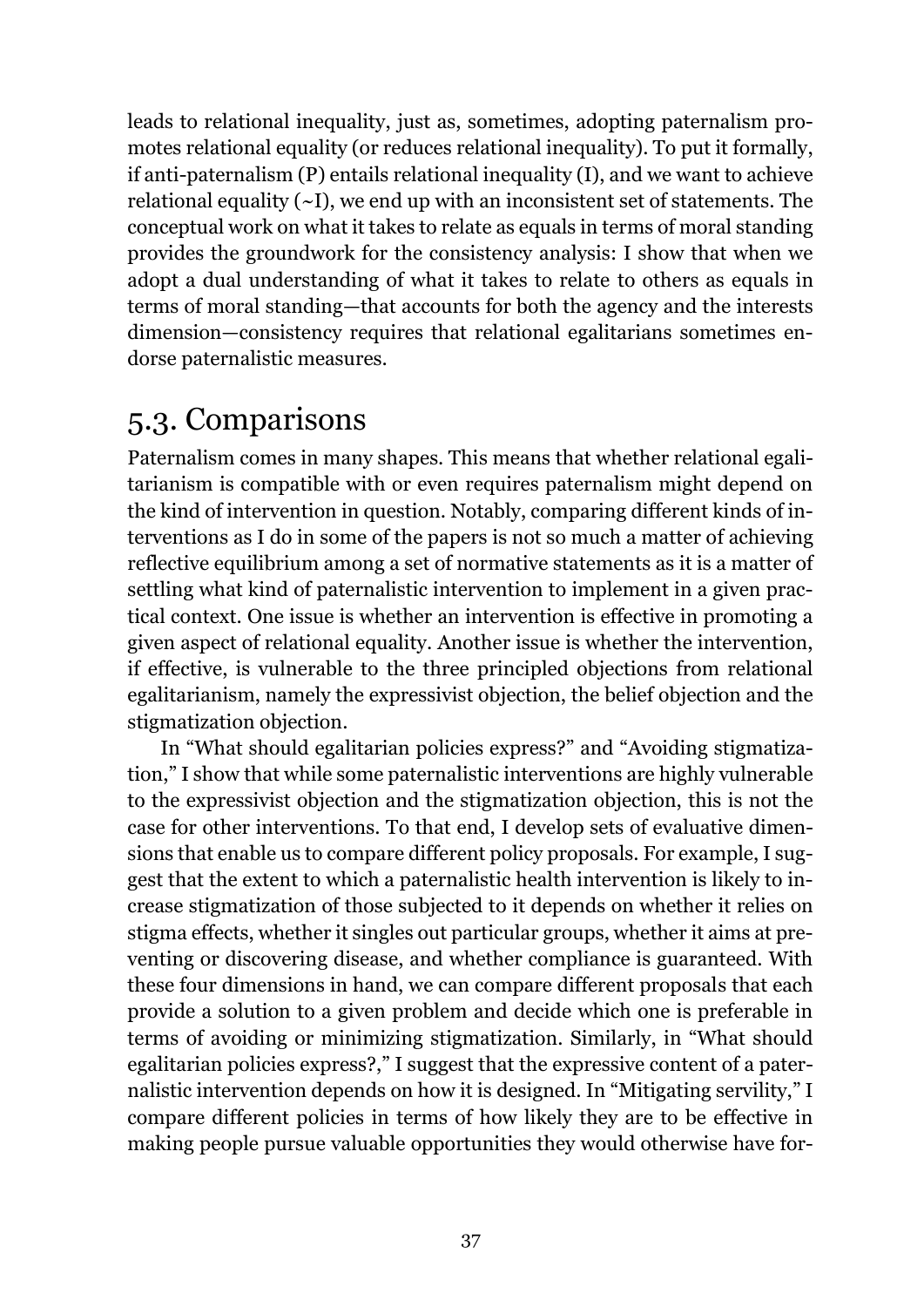leads to relational inequality, just as, sometimes, adopting paternalism promotes relational equality (or reduces relational inequality). To put it formally, if anti-paternalism (P) entails relational inequality (I), and we want to achieve relational equality (~I), we end up with an inconsistent set of statements. The conceptual work on what it takes to relate as equals in terms of moral standing provides the groundwork for the consistency analysis: I show that when we adopt a dual understanding of what it takes to relate to others as equals in terms of moral standing—that accounts for both the agency and the interests dimension—consistency requires that relational egalitarians sometimes endorse paternalistic measures.

## 5.3. Comparisons

Paternalism comes in many shapes. This means that whether relational egalitarianism is compatible with or even requires paternalism might depend on the kind of intervention in question. Notably, comparing different kinds of interventions as I do in some of the papers is not so much a matter of achieving reflective equilibrium among a set of normative statements as it is a matter of settling what kind of paternalistic intervention to implement in a given practical context. One issue is whether an intervention is effective in promoting a given aspect of relational equality. Another issue is whether the intervention, if effective, is vulnerable to the three principled objections from relational egalitarianism, namely the expressivist objection, the belief objection and the stigmatization objection.

In "What should egalitarian policies express?" and "Avoiding stigmatization," I show that while some paternalistic interventions are highly vulnerable to the expressivist objection and the stigmatization objection, this is not the case for other interventions. To that end, I develop sets of evaluative dimensions that enable us to compare different policy proposals. For example, I suggest that the extent to which a paternalistic health intervention is likely to increase stigmatization of those subjected to it depends on whether it relies on stigma effects, whether it singles out particular groups, whether it aims at preventing or discovering disease, and whether compliance is guaranteed. With these four dimensions in hand, we can compare different proposals that each provide a solution to a given problem and decide which one is preferable in terms of avoiding or minimizing stigmatization. Similarly, in "What should egalitarian policies express?," I suggest that the expressive content of a paternalistic intervention depends on how it is designed. In "Mitigating servility," I compare different policies in terms of how likely they are to be effective in making people pursue valuable opportunities they would otherwise have for-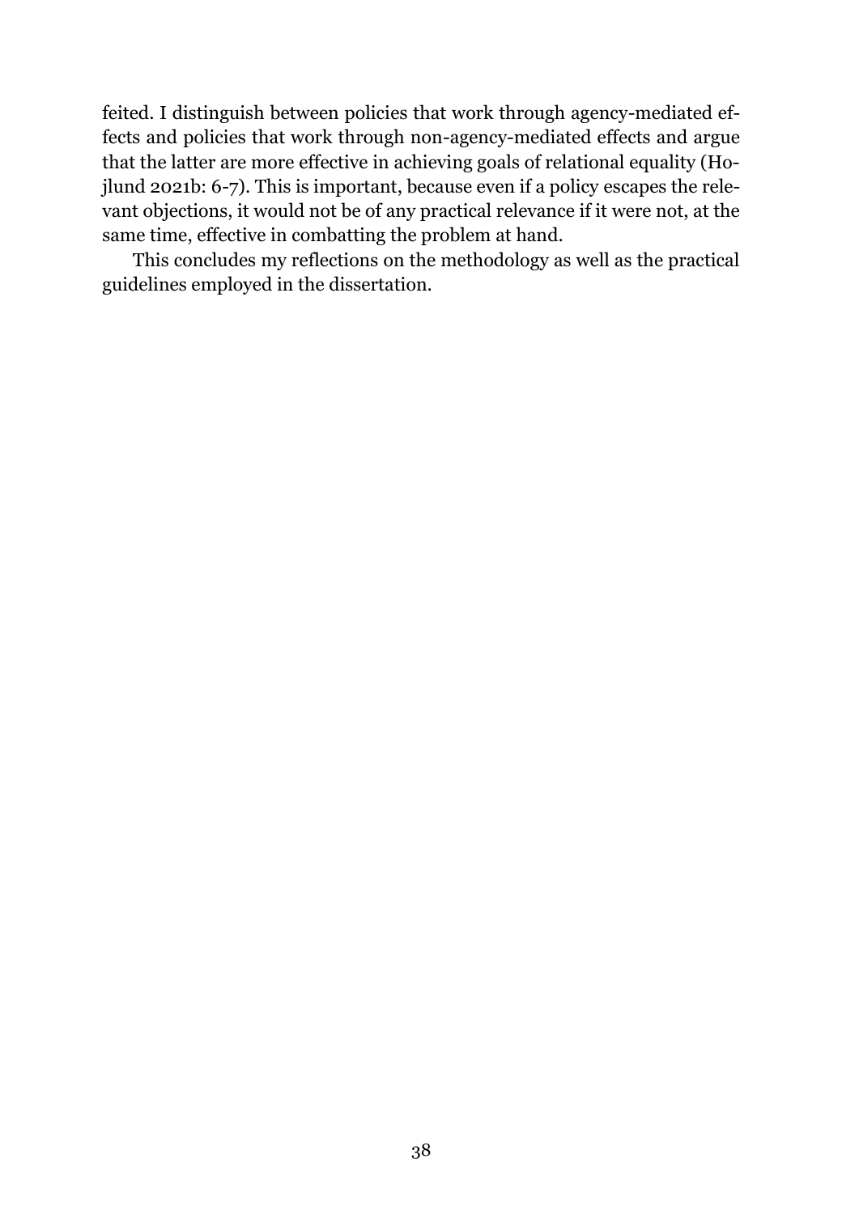feited. I distinguish between policies that work through agency-mediated effects and policies that work through non-agency-mediated effects and argue that the latter are more effective in achieving goals of relational equality (Hojlund 2021b: 6-7). This is important, because even if a policy escapes the relevant objections, it would not be of any practical relevance if it were not, at the same time, effective in combatting the problem at hand.

This concludes my reflections on the methodology as well as the practical guidelines employed in the dissertation.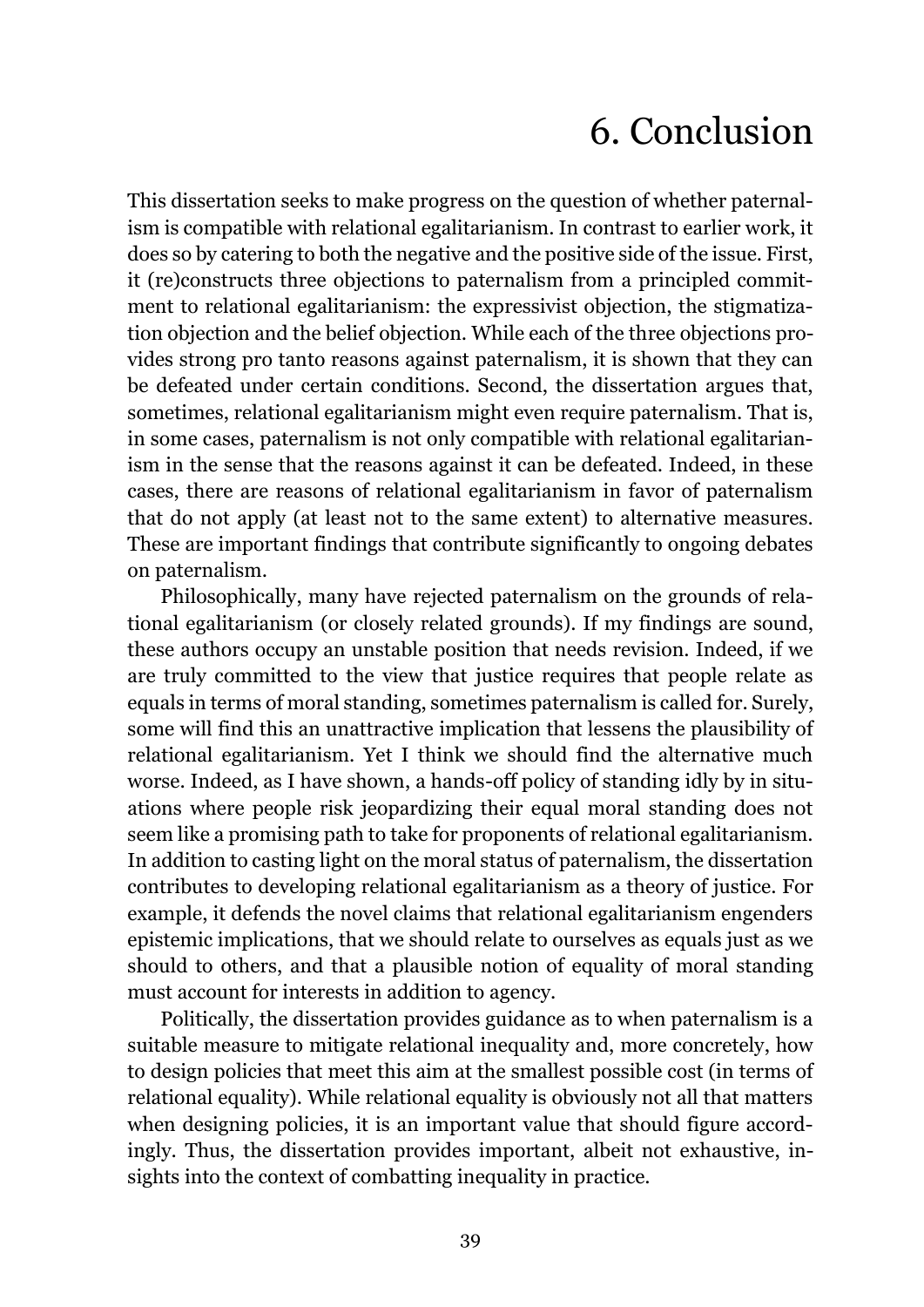# 6. Conclusion

This dissertation seeks to make progress on the question of whether paternalism is compatible with relational egalitarianism. In contrast to earlier work, it does so by catering to both the negative and the positive side of the issue. First, it (re)constructs three objections to paternalism from a principled commitment to relational egalitarianism: the expressivist objection, the stigmatization objection and the belief objection. While each of the three objections provides strong pro tanto reasons against paternalism, it is shown that they can be defeated under certain conditions. Second, the dissertation argues that, sometimes, relational egalitarianism might even require paternalism. That is, in some cases, paternalism is not only compatible with relational egalitarianism in the sense that the reasons against it can be defeated. Indeed, in these cases, there are reasons of relational egalitarianism in favor of paternalism that do not apply (at least not to the same extent) to alternative measures. These are important findings that contribute significantly to ongoing debates on paternalism.

Philosophically, many have rejected paternalism on the grounds of relational egalitarianism (or closely related grounds). If my findings are sound, these authors occupy an unstable position that needs revision. Indeed, if we are truly committed to the view that justice requires that people relate as equals in terms of moral standing, sometimes paternalism is called for. Surely, some will find this an unattractive implication that lessens the plausibility of relational egalitarianism. Yet I think we should find the alternative much worse. Indeed, as I have shown, a hands-off policy of standing idly by in situations where people risk jeopardizing their equal moral standing does not seem like a promising path to take for proponents of relational egalitarianism. In addition to casting light on the moral status of paternalism, the dissertation contributes to developing relational egalitarianism as a theory of justice. For example, it defends the novel claims that relational egalitarianism engenders epistemic implications, that we should relate to ourselves as equals just as we should to others, and that a plausible notion of equality of moral standing must account for interests in addition to agency.

Politically, the dissertation provides guidance as to when paternalism is a suitable measure to mitigate relational inequality and, more concretely, how to design policies that meet this aim at the smallest possible cost (in terms of relational equality). While relational equality is obviously not all that matters when designing policies, it is an important value that should figure accordingly. Thus, the dissertation provides important, albeit not exhaustive, insights into the context of combatting inequality in practice.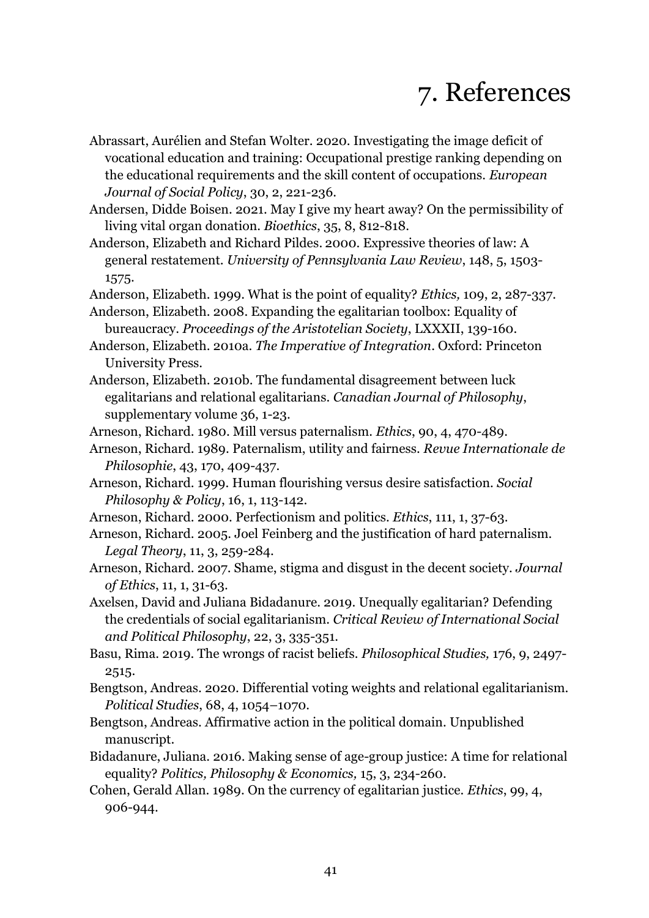# 7. References

Abrassart, Aurélien and Stefan Wolter. 2020. Investigating the image deficit of vocational education and training: Occupational prestige ranking depending on the educational requirements and the skill content of occupations. *European Journal of Social Policy*, 30, 2, 221-236.

Andersen, Didde Boisen. 2021. May I give my heart away? On the permissibility of living vital organ donation. *Bioethics*, 35, 8, 812-818.

Anderson, Elizabeth and Richard Pildes. 2000. Expressive theories of law: A general restatement. *University of Pennsylvania Law Review*, 148, 5, 1503-1575.

Anderson, Elizabeth. 1999. What is the point of equality? *Ethics,* 109, 2, 287-337.

Anderson, Elizabeth. 2008. Expanding the egalitarian toolbox: Equality of bureaucracy. *Proceedings of the Aristotelian Society*, LXXXII, 139-160.

Anderson, Elizabeth. 2010a. *The Imperative of Integration*. Oxford: Princeton University Press.

Anderson, Elizabeth. 2010b. The fundamental disagreement between luck egalitarians and relational egalitarians. *Canadian Journal of Philosophy*, supplementary volume 36, 1-23.

Arneson, Richard. 1980. Mill versus paternalism. *Ethics*, 90, 4, 470-489.

Arneson, Richard. 1989. Paternalism, utility and fairness. *Revue Internationale de Philosophie*, 43, 170, 409-437.

Arneson, Richard. 1999. Human flourishing versus desire satisfaction. *Social Philosophy & Policy*, 16, 1, 113-142.

Arneson, Richard. 2000. Perfectionism and politics. *Ethics*, 111, 1, 37-63.

Arneson, Richard. 2005. Joel Feinberg and the justification of hard paternalism. *Legal Theory*, 11, 3, 259-284.

Arneson, Richard. 2007. Shame, stigma and disgust in the decent society. *Journal of Ethics*, 11, 1, 31-63.

Axelsen, David and Juliana Bidadanure. 2019. Unequally egalitarian? Defending the credentials of social egalitarianism. *Critical Review of International Social and Political Philosophy,* 22, 3, 335-351.

Basu, Rima. 2019. The wrongs of racist beliefs. *Philosophical Studies,* 176, 9, 2497-2515.

Bengtson, Andreas. 2020. Differential voting weights and relational egalitarianism. *Political Studies*, 68, 4, 1054–1070.

Bengtson, Andreas. Affirmative action in the political domain. Unpublished manuscript.

Bidadanure, Juliana. 2016. Making sense of age-group justice: A time for relational equality? *Politics, Philosophy & Economics,* 15, 3, 234-260.

Cohen, Gerald Allan. 1989. On the currency of egalitarian justice. *Ethics*, 99, 4, 906-944.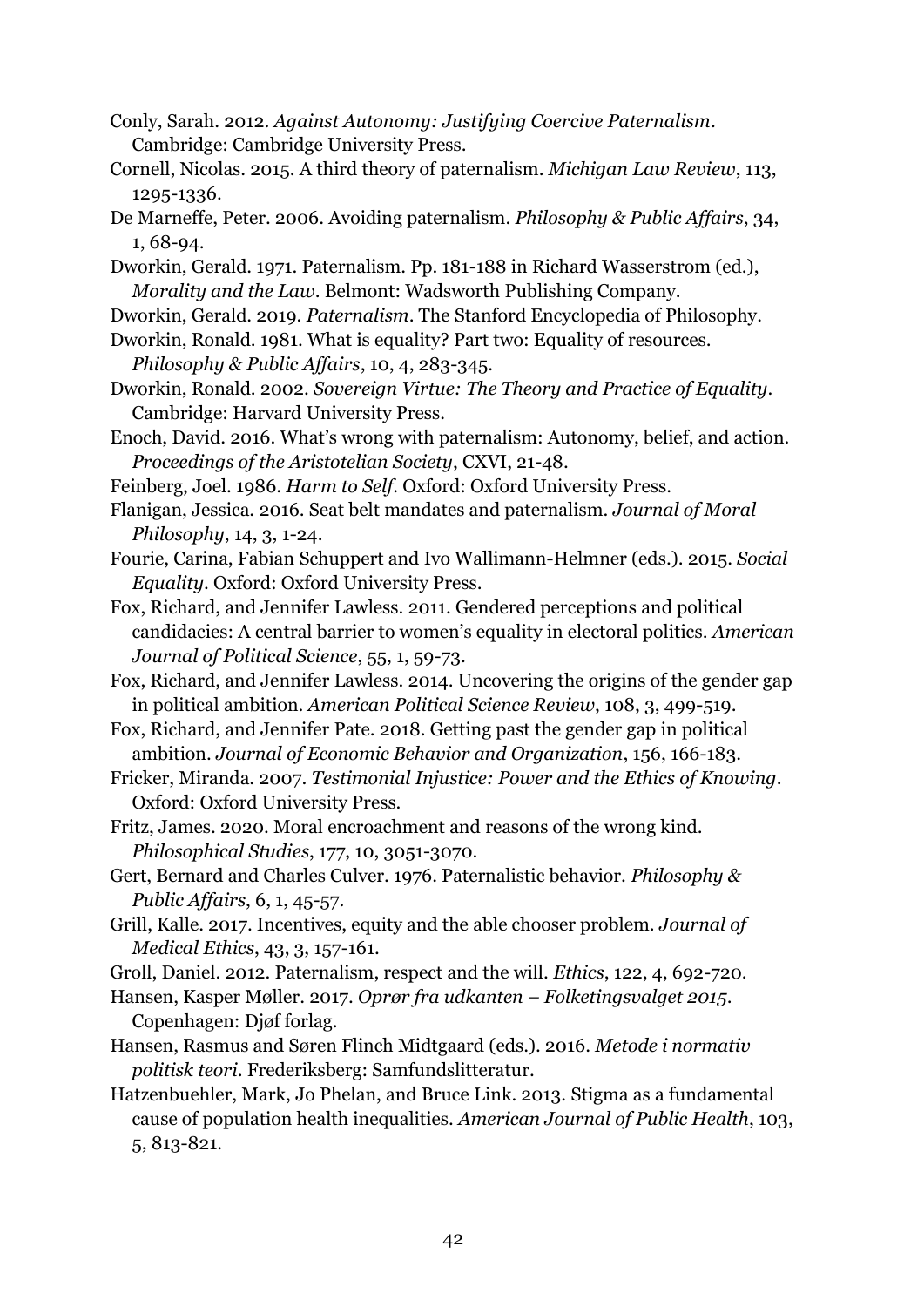Conly, Sarah. 2012. *Against Autonomy: Justifying Coercive Paternalism*. Cambridge: Cambridge University Press.

Cornell, Nicolas. 2015. A third theory of paternalism. *Michigan Law Review*, 113, 1295-1336.

De Marneffe, Peter. 2006. Avoiding paternalism. *Philosophy & Public Affairs*, 34, 1, 68-94.

Dworkin, Gerald. 1971. Paternalism. Pp. 181-188 in Richard Wasserstrom (ed.), *Morality and the Law*. Belmont: Wadsworth Publishing Company.

Dworkin, Gerald. 2019. *Paternalism*. The Stanford Encyclopedia of Philosophy.

Dworkin, Ronald. 1981. What is equality? Part two: Equality of resources. *Philosophy & Public Affairs*, 10, 4, 283-345.

Dworkin, Ronald. 2002. *Sovereign Virtue: The Theory and Practice of Equality*. Cambridge: Harvard University Press.

Enoch, David. 2016. What's wrong with paternalism: Autonomy, belief, and action. *Proceedings of the Aristotelian Society*, CXVI, 21-48.

Feinberg, Joel. 1986. *Harm to Self*. Oxford: Oxford University Press.

Flanigan, Jessica. 2016. Seat belt mandates and paternalism. *Journal of Moral Philosophy*, 14, 3, 1-24.

Fourie, Carina, Fabian Schuppert and Ivo Wallimann-Helmner (eds.). 2015. *Social Equality*. Oxford: Oxford University Press.

Fox, Richard, and Jennifer Lawless. 2011. Gendered perceptions and political candidacies: A central barrier to women's equality in electoral politics. *American Journal of Political Science*, 55, 1, 59-73.

Fox, Richard, and Jennifer Lawless. 2014. Uncovering the origins of the gender gap in political ambition. *American Political Science Review*, 108, 3, 499-519.

Fox, Richard, and Jennifer Pate. 2018. Getting past the gender gap in political ambition. *Journal of Economic Behavior and Organization*, 156, 166-183.

Fricker, Miranda. 2007. *Testimonial Injustice: Power and the Ethics of Knowing*. Oxford: Oxford University Press.

Fritz, James. 2020. Moral encroachment and reasons of the wrong kind. *Philosophical Studies*, 177, 10, 3051-3070.

Gert, Bernard and Charles Culver. 1976. Paternalistic behavior. *Philosophy & Public Affairs*, 6, 1, 45-57.

Grill, Kalle. 2017. Incentives, equity and the able chooser problem. *Journal of Medical Ethics*, 43, 3, 157-161.

Groll, Daniel. 2012. Paternalism, respect and the will. *Ethics*, 122, 4, 692-720.

Hansen, Kasper Møller. 2017. *Oprør fra udkanten – Folketingsvalget 2015*. Copenhagen: Djøf forlag.

Hansen, Rasmus and Søren Flinch Midtgaard (eds.). 2016. *Metode i normativ politisk teori*. Frederiksberg: Samfundslitteratur.

Hatzenbuehler, Mark, Jo Phelan, and Bruce Link. 2013. Stigma as a fundamental cause of population health inequalities. *American Journal of Public Health*, 103, 5, 813-821.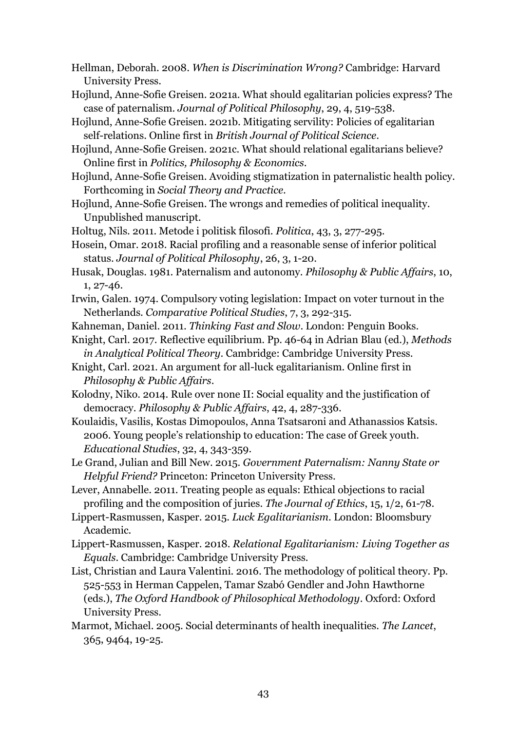Hellman, Deborah. 2008. *When is Discrimination Wrong?* Cambridge: Harvard University Press.

Hojlund, Anne-Sofie Greisen. 2021a. What should egalitarian policies express? The case of paternalism. *Journal of Political Philosophy*, 29, 4, 519-538.

Hojlund, Anne-Sofie Greisen. 2021b. Mitigating servility: Policies of egalitarian self-relations. Online first in *British Journal of Political Science*.

Hojlund, Anne-Sofie Greisen. 2021c. What should relational egalitarians believe? Online first in *Politics, Philosophy & Economics*.

Hojlund, Anne-Sofie Greisen. Avoiding stigmatization in paternalistic health policy. Forthcoming in *Social Theory and Practice*.

Hojlund, Anne-Sofie Greisen. The wrongs and remedies of political inequality. Unpublished manuscript.

Holtug, Nils. 2011. Metode i politisk filosofi. *Politica*, 43, 3, 277-295.

Hosein, Omar. 2018. Racial profiling and a reasonable sense of inferior political status. *Journal of Political Philosophy*, 26, 3, 1-20.

Husak, Douglas. 1981. Paternalism and autonomy. *Philosophy & Public Affairs*, 10, 1, 27-46.

Irwin, Galen. 1974. Compulsory voting legislation: Impact on voter turnout in the Netherlands. *Comparative Political Studies*, 7, 3, 292-315.

Kahneman, Daniel. 2011. *Thinking Fast and Slow*. London: Penguin Books.

Knight, Carl. 2017. Reflective equilibrium. Pp. 46-64 in Adrian Blau (ed.), *Methods in Analytical Political Theory*. Cambridge: Cambridge University Press.

Knight, Carl. 2021. An argument for all-luck egalitarianism. Online first in *Philosophy & Public Affairs*.

Kolodny, Niko. 2014. Rule over none II: Social equality and the justification of democracy. *Philosophy & Public Affairs*, 42, 4, 287-336.

Koulaidis, Vasilis, Kostas Dimopoulos, Anna Tsatsaroni and Athanassios Katsis. 2006. Young people's relationship to education: The case of Greek youth. *Educational Studies*, 32, 4, 343-359.

Le Grand, Julian and Bill New. 2015. *Government Paternalism: Nanny State or Helpful Friend?* Princeton: Princeton University Press.

Lever, Annabelle. 2011. Treating people as equals: Ethical objections to racial profiling and the composition of juries. *The Journal of Ethics*, 15, 1/2, 61-78.

Lippert-Rasmussen, Kasper. 2015. *Luck Egalitarianism*. London: Bloomsbury Academic.

Lippert-Rasmussen, Kasper. 2018. *Relational Egalitarianism: Living Together as Equals*. Cambridge: Cambridge University Press.

List, Christian and Laura Valentini. 2016. The methodology of political theory. Pp. 525-553 in Herman Cappelen, Tamar Szabó Gendler and John Hawthorne (eds.), *The Oxford Handbook of Philosophical Methodology*. Oxford: Oxford University Press.

Marmot, Michael. 2005. Social determinants of health inequalities. *The Lancet*, 365, 9464, 19-25.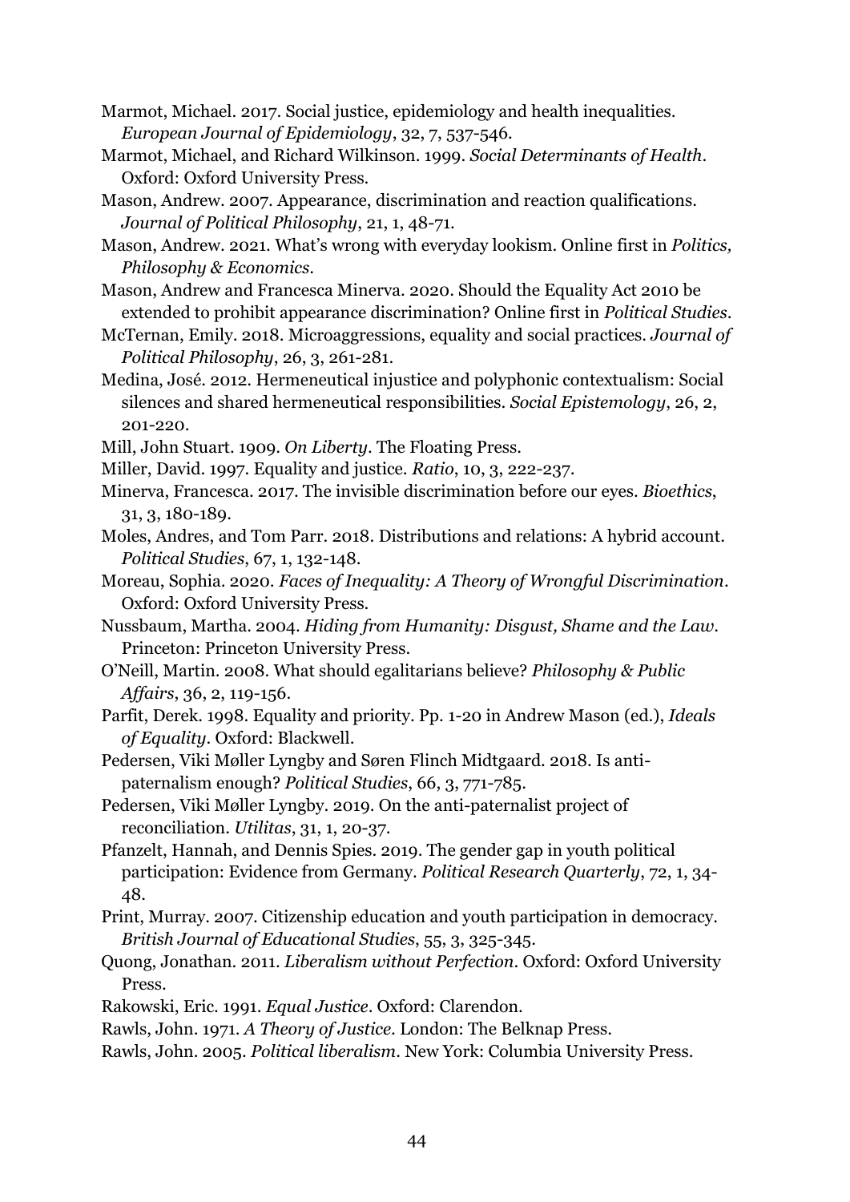Marmot, Michael. 2017. Social justice, epidemiology and health inequalities. *European Journal of Epidemiology*, 32, 7, 537-546.

Marmot, Michael, and Richard Wilkinson. 1999. *Social Determinants of Health*. Oxford: Oxford University Press.

Mason, Andrew. 2007. Appearance, discrimination and reaction qualifications. *Journal of Political Philosophy*, 21, 1, 48-71.

Mason, Andrew. 2021. What's wrong with everyday lookism. Online first in *Politics, Philosophy & Economics*.

Mason, Andrew and Francesca Minerva. 2020. Should the Equality Act 2010 be extended to prohibit appearance discrimination? Online first in *Political Studies*.

McTernan, Emily. 2018. Microaggressions, equality and social practices. *Journal of Political Philosophy*, 26, 3, 261-281.

Medina, José. 2012. Hermeneutical injustice and polyphonic contextualism: Social silences and shared hermeneutical responsibilities. *Social Epistemology*, 26, 2, 201-220.

Mill, John Stuart. 1909. *On Liberty*. The Floating Press.

Miller, David. 1997. Equality and justice. *Ratio*, 10, 3, 222-237.

Minerva, Francesca. 2017. The invisible discrimination before our eyes. *Bioethics*, 31, 3, 180-189.

Moles, Andres, and Tom Parr. 2018. Distributions and relations: A hybrid account. *Political Studies*, 67, 1, 132-148.

Moreau, Sophia. 2020. *Faces of Inequality: A Theory of Wrongful Discrimination*. Oxford: Oxford University Press.

Nussbaum, Martha. 2004. *Hiding from Humanity: Disgust, Shame and the Law*. Princeton: Princeton University Press.

O'Neill, Martin. 2008. What should egalitarians believe? *Philosophy & Public Affairs*, 36, 2, 119-156.

Parfit, Derek. 1998. Equality and priority. Pp. 1-20 in Andrew Mason (ed.), *Ideals of Equality*. Oxford: Blackwell.

Pedersen, Viki Møller Lyngby and Søren Flinch Midtgaard. 2018. Is anti-paternalism enough? *Political Studies*, 66, 3, 771-785.

Pedersen, Viki Møller Lyngby. 2019. On the anti-paternalist project of reconciliation. *Utilitas*, 31, 1, 20-37.

Pfanzelt, Hannah, and Dennis Spies. 2019. The gender gap in youth political participation: Evidence from Germany. *Political Research Quarterly*, 72, 1, 34-48.

Print, Murray. 2007. Citizenship education and youth participation in democracy. *British Journal of Educational Studies*, 55, 3, 325-345.

Quong, Jonathan. 2011. *Liberalism without Perfection*. Oxford: Oxford University Press.

Rakowski, Eric. 1991. *Equal Justice*. Oxford: Clarendon.

Rawls, John. 1971. *A Theory of Justice*. London: The Belknap Press.

Rawls, John. 2005. *Political liberalism*. New York: Columbia University Press.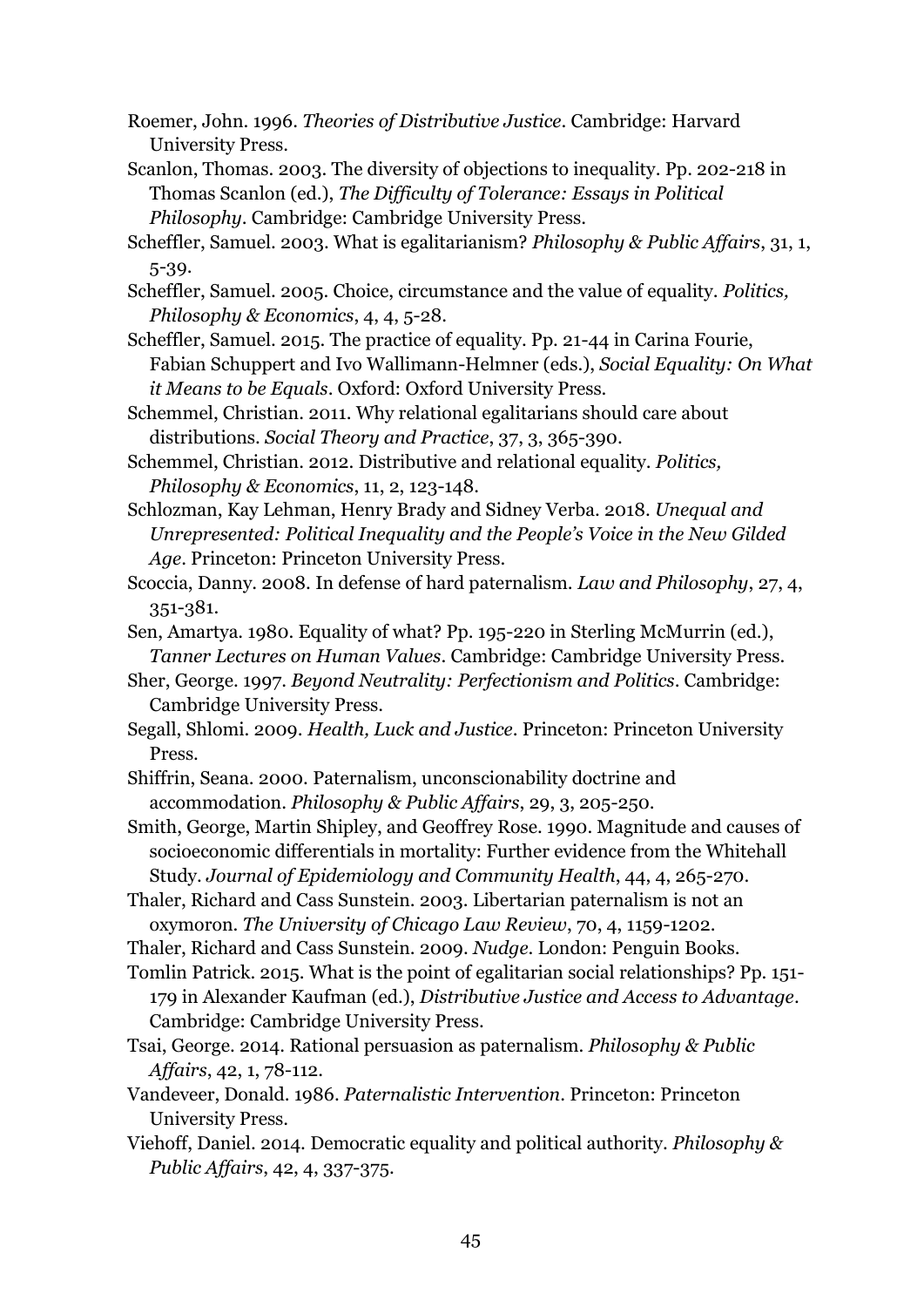Roemer, John. 1996. *Theories of Distributive Justice*. Cambridge: Harvard University Press.

Scanlon, Thomas. 2003. The diversity of objections to inequality. Pp. 202-218 in Thomas Scanlon (ed.), *The Difficulty of Tolerance: Essays in Political Philosophy*. Cambridge: Cambridge University Press.

Scheffler, Samuel. 2003. What is egalitarianism? *Philosophy & Public Affairs*, 31, 1, 5-39.

Scheffler, Samuel. 2005. Choice, circumstance and the value of equality. *Politics, Philosophy & Economics*, 4, 4, 5-28.

Scheffler, Samuel. 2015. The practice of equality. Pp. 21-44 in Carina Fourie, Fabian Schuppert and Ivo Wallimann-Helmner (eds.), *Social Equality: On What it Means to be Equals*. Oxford: Oxford University Press.

Schemmel, Christian. 2011. Why relational egalitarians should care about distributions. *Social Theory and Practice*, 37, 3, 365-390.

Schemmel, Christian. 2012. Distributive and relational equality. *Politics, Philosophy & Economics*, 11, 2, 123-148.

Schlozman, Kay Lehman, Henry Brady and Sidney Verba. 2018. *Unequal and Unrepresented: Political Inequality and the People's Voice in the New Gilded Age*. Princeton: Princeton University Press.

Scoccia, Danny. 2008. In defense of hard paternalism. *Law and Philosophy*, 27, 4, 351-381.

Sen, Amartya. 1980. Equality of what? Pp. 195-220 in Sterling McMurrin (ed.), *Tanner Lectures on Human Values*. Cambridge: Cambridge University Press.

Sher, George. 1997. *Beyond Neutrality: Perfectionism and Politics*. Cambridge: Cambridge University Press.

Segall, Shlomi. 2009. *Health, Luck and Justice*. Princeton: Princeton University Press.

Shiffrin, Seana. 2000. Paternalism, unconscionability doctrine and accommodation. *Philosophy & Public Affairs*, 29, 3, 205-250.

Smith, George, Martin Shipley, and Geoffrey Rose. 1990. Magnitude and causes of socioeconomic differentials in mortality: Further evidence from the Whitehall Study. *Journal of Epidemiology and Community Health*, 44, 4, 265-270.

Thaler, Richard and Cass Sunstein. 2003. Libertarian paternalism is not an oxymoron. *The University of Chicago Law Review*, 70, 4, 1159-1202.

Thaler, Richard and Cass Sunstein. 2009. *Nudge*. London: Penguin Books.

Tomlin Patrick. 2015. What is the point of egalitarian social relationships? Pp. 151-179 in Alexander Kaufman (ed.), *Distributive Justice and Access to Advantage*. Cambridge: Cambridge University Press.

Tsai, George. 2014. Rational persuasion as paternalism. *Philosophy & Public Affairs*, 42, 1, 78-112.

Vandeveer, Donald. 1986. *Paternalistic Intervention*. Princeton: Princeton University Press.

Viehoff, Daniel. 2014. Democratic equality and political authority. *Philosophy & Public Affairs*, 42, 4, 337-375.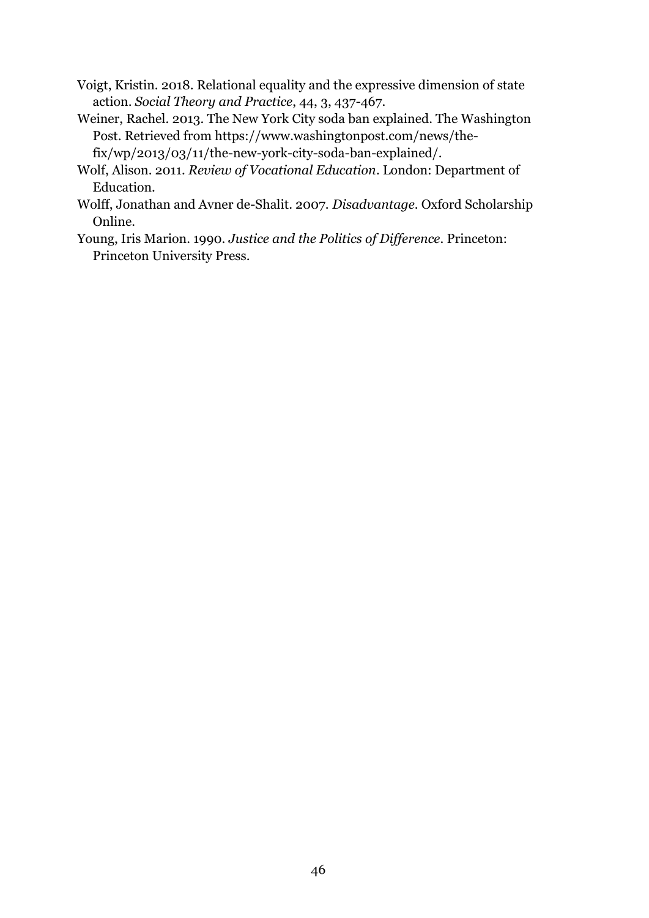Voigt, Kristin. 2018. Relational equality and the expressive dimension of state action. *Social Theory and Practice*, 44, 3, 437-467.

Weiner, Rachel. 2013. The New York City soda ban explained. The Washington Post. Retrieved from https://www.washingtonpost.com/news/the-fix/wp/2013/03/11/the-new-york-city-soda-ban-explained/.

Wolf, Alison. 2011. *Review of Vocational Education*. London: Department of Education.

Wolff, Jonathan and Avner de-Shalit. 2007. *Disadvantage*. Oxford Scholarship Online.

Young, Iris Marion. 1990. *Justice and the Politics of Difference*. Princeton: Princeton University Press.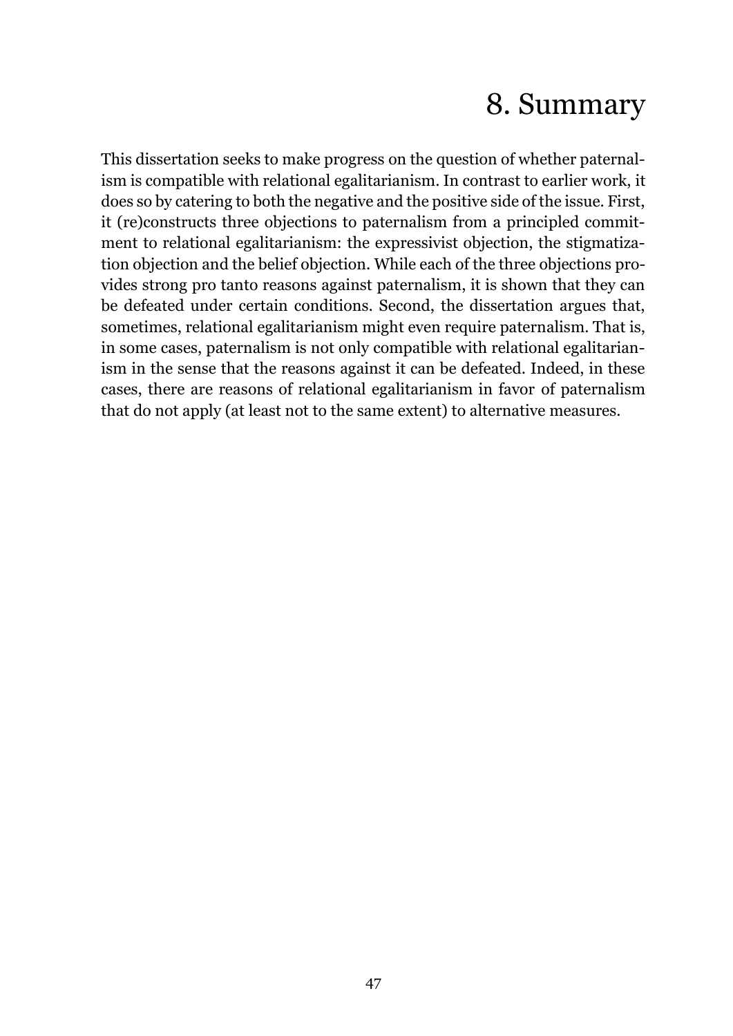# 8. Summary

This dissertation seeks to make progress on the question of whether paternalism is compatible with relational egalitarianism. In contrast to earlier work, it does so by catering to both the negative and the positive side of the issue. First, it (re)constructs three objections to paternalism from a principled commitment to relational egalitarianism: the expressivist objection, the stigmatization objection and the belief objection. While each of the three objections provides strong pro tanto reasons against paternalism, it is shown that they can be defeated under certain conditions. Second, the dissertation argues that, sometimes, relational egalitarianism might even require paternalism. That is, in some cases, paternalism is not only compatible with relational egalitarianism in the sense that the reasons against it can be defeated. Indeed, in these cases, there are reasons of relational egalitarianism in favor of paternalism that do not apply (at least not to the same extent) to alternative measures.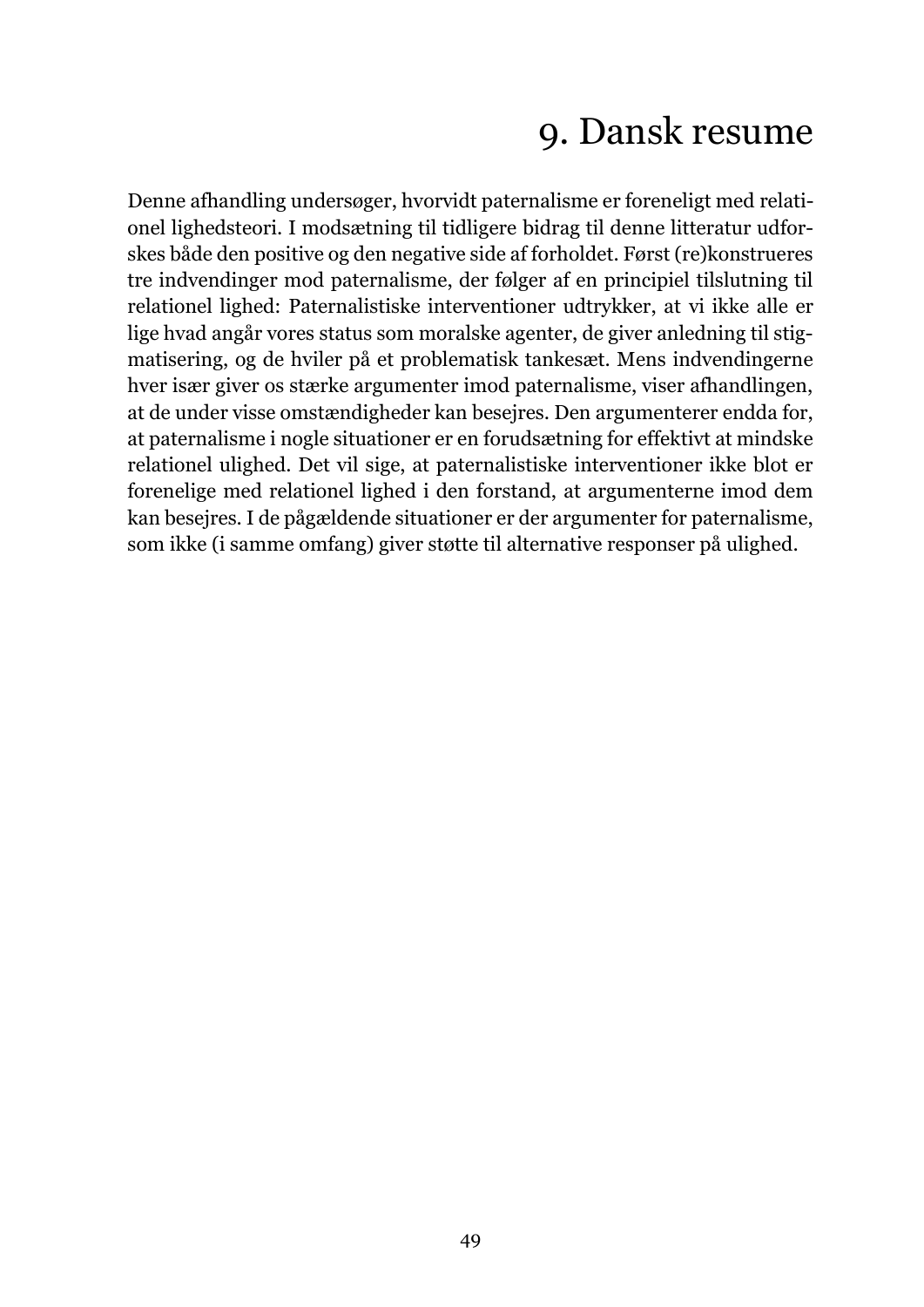# 9. Dansk resume

Denne afhandling undersøger, hvorvidt paternalisme er foreneligt med relationel lighedsteori. I modsætning til tidligere bidrag til denne litteratur udforskes både den positive og den negative side af forholdet. Først (re)konstrueres tre indvendinger mod paternalisme, der følger af en principiel tilslutning til relationel lighed: Paternalistiske interventioner udtrykker, at vi ikke alle er lige hvad angår vores status som moralske agenter, de giver anledning til stigmatisering, og de hviler på et problematisk tankesæt. Mens indvendingerne hver især giver os stærke argumenter imod paternalisme, viser afhandlingen, at de under visse omstændigheder kan besejres. Den argumenterer endda for, at paternalisme i nogle situationer er en forudsætning for effektivt at mindske relationel ulighed. Det vil sige, at paternalistiske interventioner ikke blot er forenelige med relationel lighed i den forstand, at argumenterne imod dem kan besejres. I de pågældende situationer er der argumenter for paternalisme, som ikke (i samme omfang) giver støtte til alternative responser på ulighed.